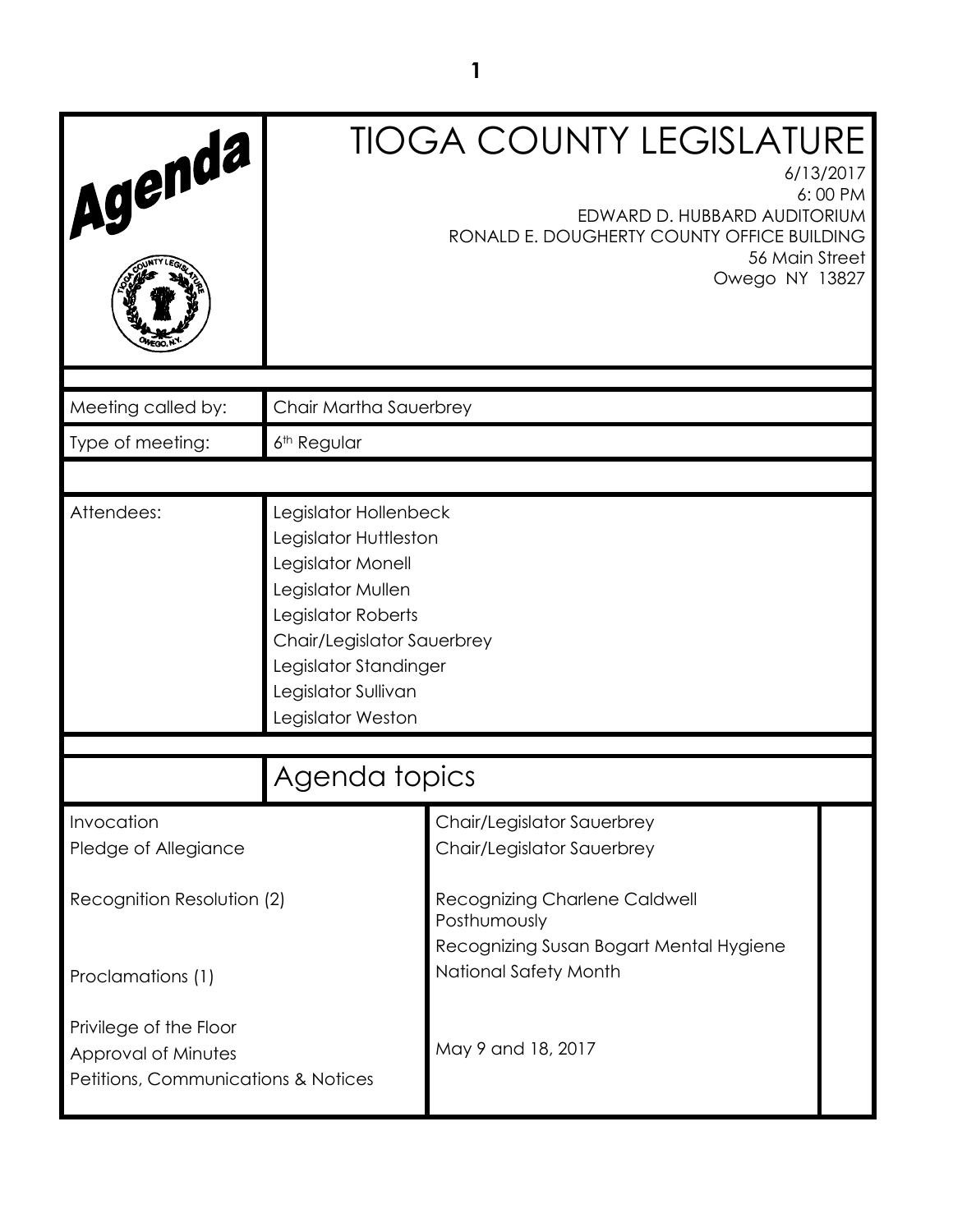# Agenda

# TIOGA COUNTY LEGISLATURE

6/13/2017
6:00 PM
EDWARD D. HUBBARD AUDITORIUM
RONALD E. DOUGHERTY COUNTY OFFICE BUILDING
56 Main Street
Owego NY 13827

| | |
|---|---|
| Meeting called by: | Chair Martha Sauerbrey |
| Type of meeting: | 6th Regular |
| Attendees: | Legislator Hollenbeck<br>Legislator Huttleston<br>Legislator Monell<br>Legislator Mullen<br>Legislator Roberts<br>Chair/Legislator Sauerbrey<br>Legislator Standinger<br>Legislator Sullivan<br>Legislator Weston |

## Agenda topics

| | | |
|---|---|---|
| Invocation | Chair/Legislator Sauerbrey | |
| Pledge of Allegiance | Chair/Legislator Sauerbrey | |
| Recognition Resolution (2) | Recognizing Charlene Caldwell Posthumously<br>Recognizing Susan Bogart Mental Hygiene | |
| Proclamations (1) | National Safety Month | |
| Privilege of the Floor | | |
| Approval of Minutes | May 9 and 18, 2017 | |
| Petitions, Communications & Notices | | |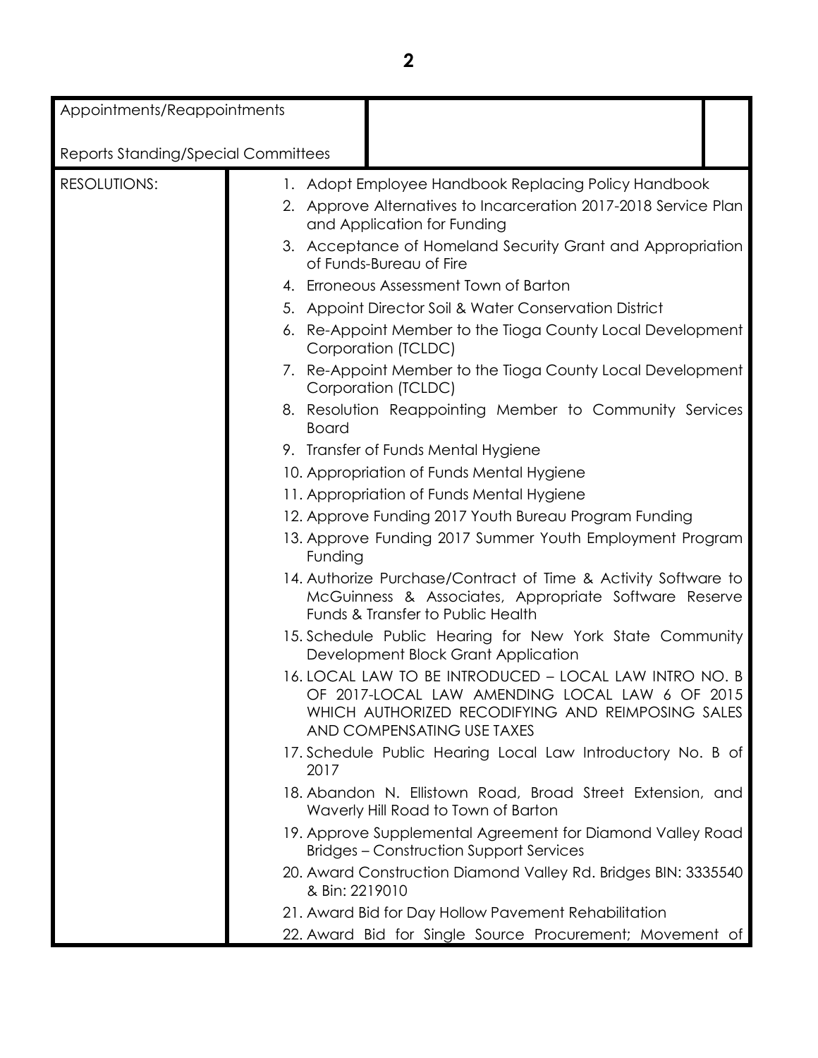| Appointments/Reappointments<br><br>Reports Standing/Special Committees | | |
|---|---|---|
| RESOLUTIONS: | 1. Adopt Employee Handbook Replacing Policy Handbook<br>2. Approve Alternatives to Incarceration 2017-2018 Service Plan and Application for Funding<br>3. Acceptance of Homeland Security Grant and Appropriation of Funds-Bureau of Fire<br>4. Erroneous Assessment Town of Barton<br>5. Appoint Director Soil & Water Conservation District<br>6. Re-Appoint Member to the Tioga County Local Development Corporation (TCLDC)<br>7. Re-Appoint Member to the Tioga County Local Development Corporation (TCLDC)<br>8. Resolution Reappointing Member to Community Services Board<br>9. Transfer of Funds Mental Hygiene<br>10. Appropriation of Funds Mental Hygiene<br>11. Appropriation of Funds Mental Hygiene<br>12. Approve Funding 2017 Youth Bureau Program Funding<br>13. Approve Funding 2017 Summer Youth Employment Program Funding<br>14. Authorize Purchase/Contract of Time & Activity Software to McGuinness & Associates, Appropriate Software Reserve Funds & Transfer to Public Health<br>15. Schedule Public Hearing for New York State Community Development Block Grant Application<br>16. LOCAL LAW TO BE INTRODUCED – LOCAL LAW INTRO NO. B OF 2017-LOCAL LAW AMENDING LOCAL LAW 6 OF 2015 WHICH AUTHORIZED RECODIFYING AND REIMPOSING SALES AND COMPENSATING USE TAXES<br>17. Schedule Public Hearing Local Law Introductory No. B of 2017<br>18. Abandon N. Ellistown Road, Broad Street Extension, and Waverly Hill Road to Town of Barton<br>19. Approve Supplemental Agreement for Diamond Valley Road Bridges – Construction Support Services<br>20. Award Construction Diamond Valley Rd. Bridges BIN: 3335540 & Bin: 2219010<br>21. Award Bid for Day Hollow Pavement Rehabilitation<br>22. Award Bid for Single Source Procurement; Movement of | |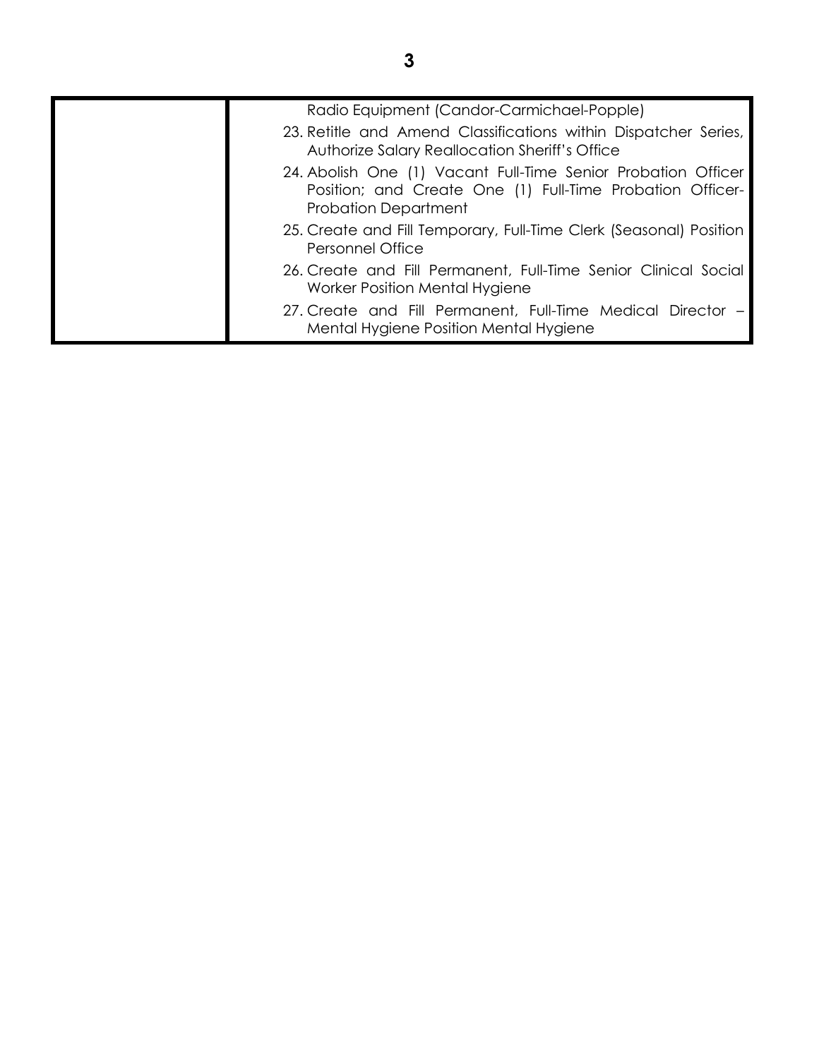| | |
|---|---|
| | Radio Equipment (Candor-Carmichael-Popple)<br>23. Retitle and Amend Classifications within Dispatcher Series, Authorize Salary Reallocation Sheriff's Office<br>24. Abolish One (1) Vacant Full-Time Senior Probation Officer Position; and Create One (1) Full-Time Probation Officer-Probation Department<br>25. Create and Fill Temporary, Full-Time Clerk (Seasonal) Position Personnel Office<br>26. Create and Fill Permanent, Full-Time Senior Clinical Social Worker Position Mental Hygiene<br>27. Create and Fill Permanent, Full-Time Medical Director – Mental Hygiene Position Mental Hygiene |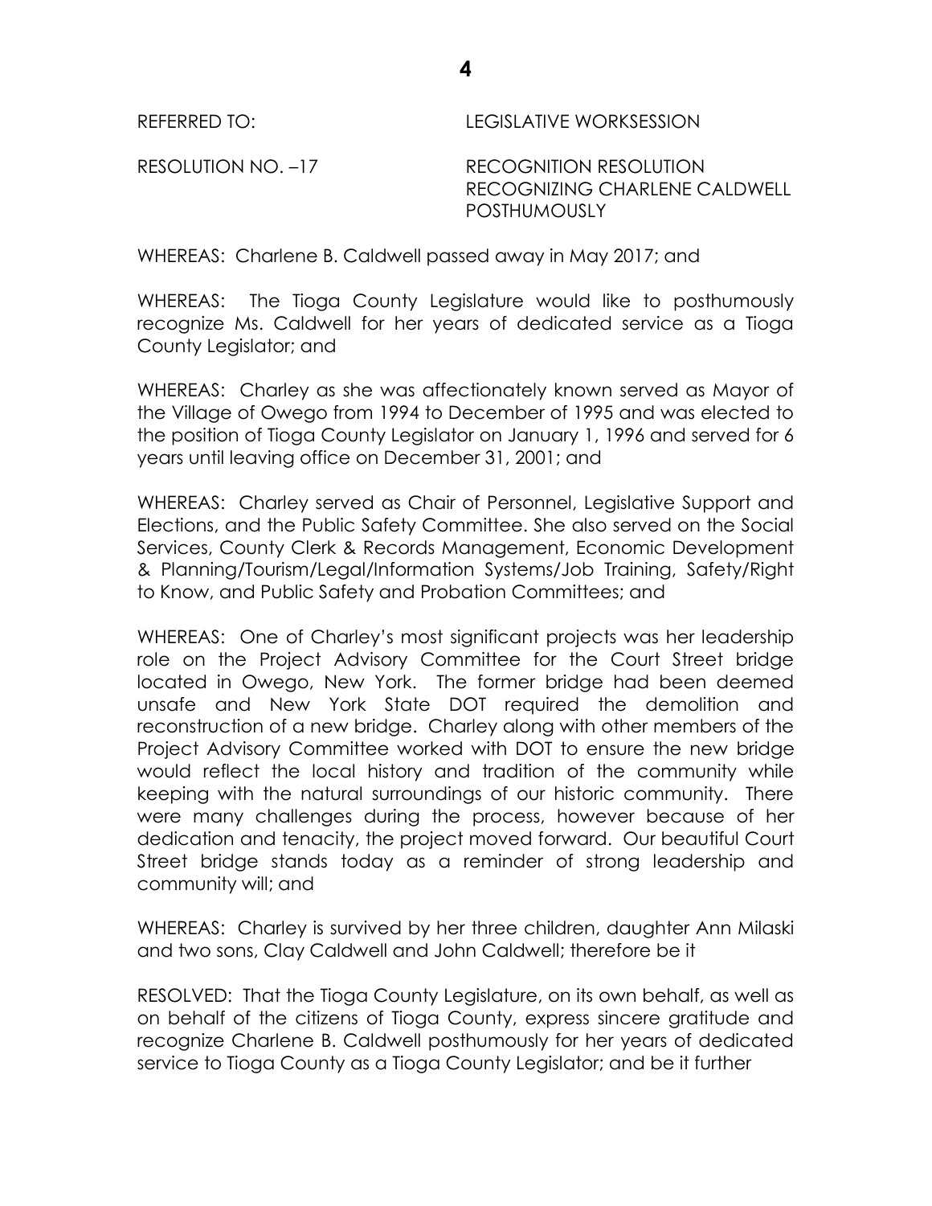REFERRED TO: LEGISLATIVE WORKSESSION

RESOLUTION NO. –17 RECOGNITION RESOLUTION RECOGNIZING CHARLENE CALDWELL POSTHUMOUSLY

WHEREAS: Charlene B. Caldwell passed away in May 2017; and

WHEREAS: The Tioga County Legislature would like to posthumously recognize Ms. Caldwell for her years of dedicated service as a Tioga County Legislator; and

WHEREAS: Charley as she was affectionately known served as Mayor of the Village of Owego from 1994 to December of 1995 and was elected to the position of Tioga County Legislator on January 1, 1996 and served for 6 years until leaving office on December 31, 2001; and

WHEREAS: Charley served as Chair of Personnel, Legislative Support and Elections, and the Public Safety Committee. She also served on the Social Services, County Clerk & Records Management, Economic Development & Planning/Tourism/Legal/Information Systems/Job Training, Safety/Right to Know, and Public Safety and Probation Committees; and

WHEREAS: One of Charley's most significant projects was her leadership role on the Project Advisory Committee for the Court Street bridge located in Owego, New York. The former bridge had been deemed unsafe and New York State DOT required the demolition and reconstruction of a new bridge. Charley along with other members of the Project Advisory Committee worked with DOT to ensure the new bridge would reflect the local history and tradition of the community while keeping with the natural surroundings of our historic community. There were many challenges during the process, however because of her dedication and tenacity, the project moved forward. Our beautiful Court Street bridge stands today as a reminder of strong leadership and community will; and

WHEREAS: Charley is survived by her three children, daughter Ann Milaski and two sons, Clay Caldwell and John Caldwell; therefore be it

RESOLVED: That the Tioga County Legislature, on its own behalf, as well as on behalf of the citizens of Tioga County, express sincere gratitude and recognize Charlene B. Caldwell posthumously for her years of dedicated service to Tioga County as a Tioga County Legislator; and be it further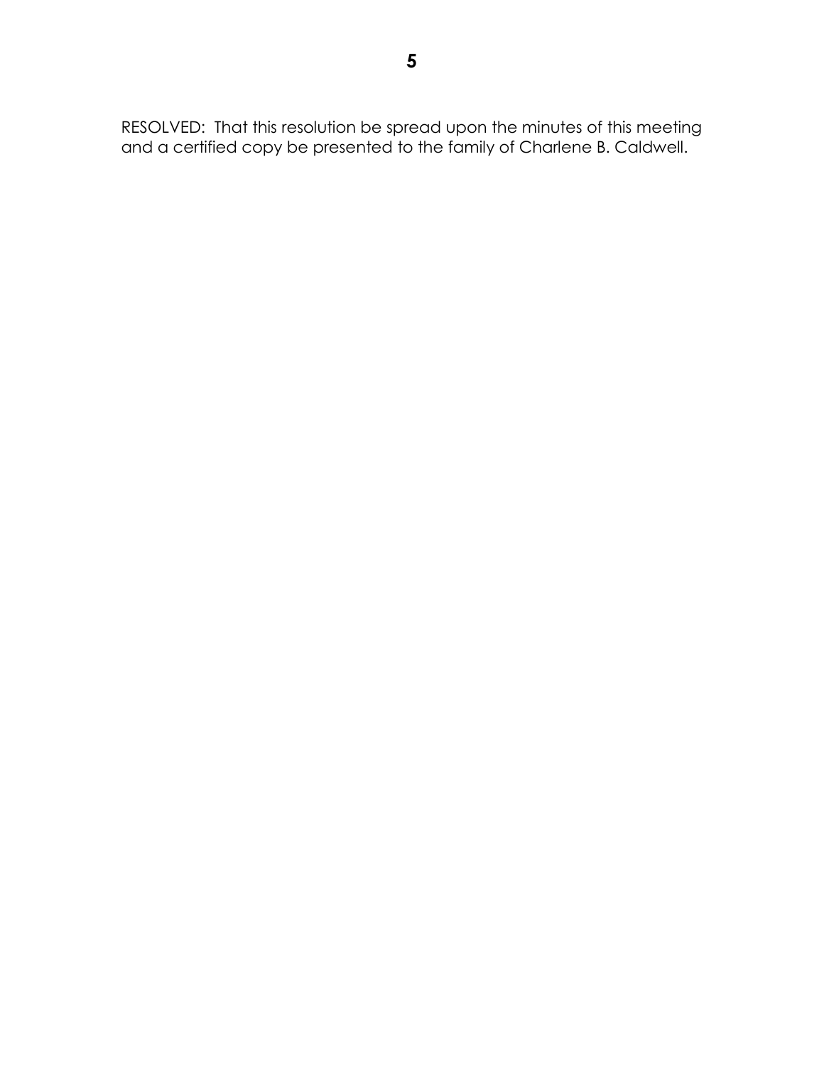RESOLVED: That this resolution be spread upon the minutes of this meeting and a certified copy be presented to the family of Charlene B. Caldwell.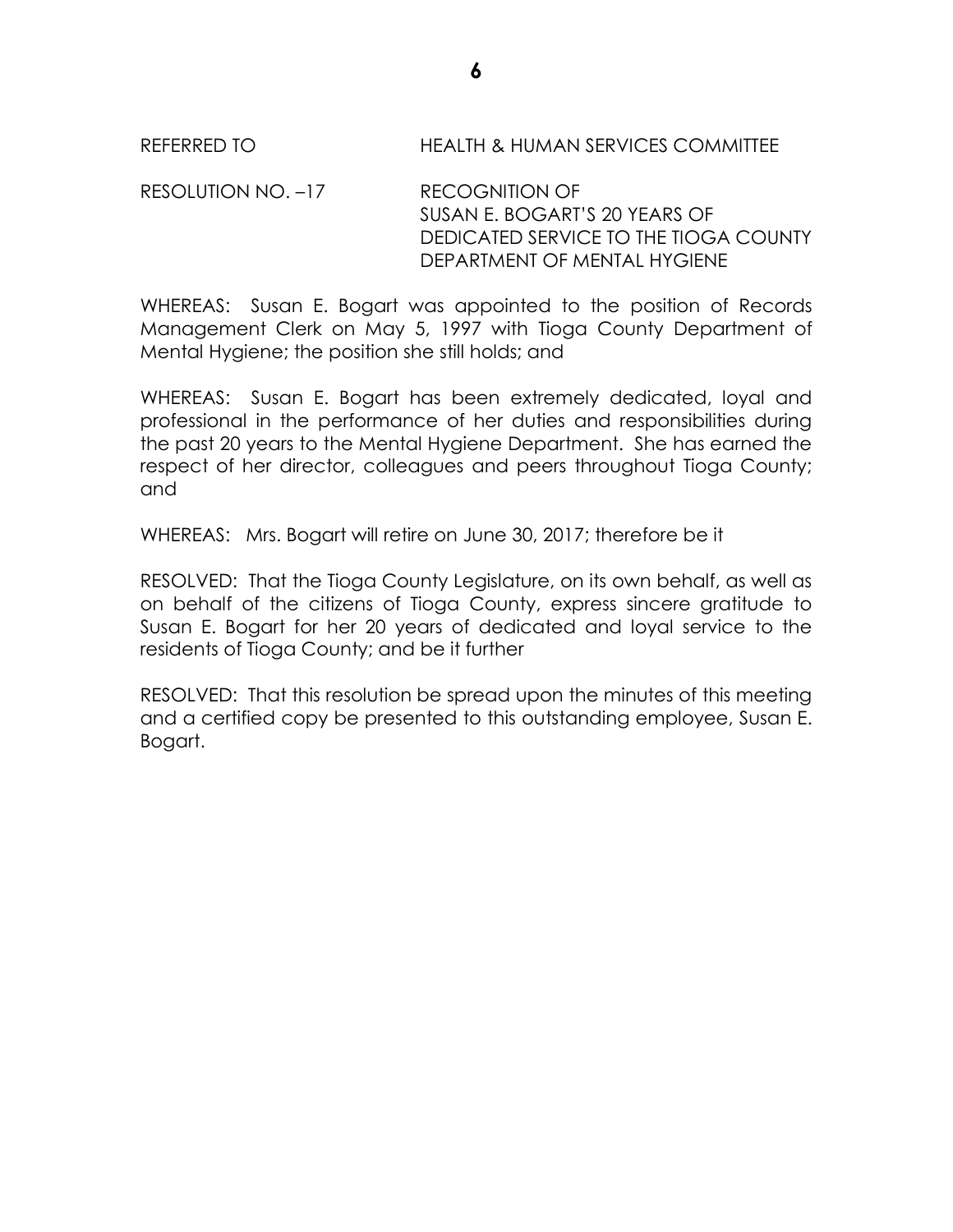REFERRED TO HEALTH & HUMAN SERVICES COMMITTEE

RESOLUTION NO. –17 RECOGNITION OF SUSAN E. BOGART'S 20 YEARS OF DEDICATED SERVICE TO THE TIOGA COUNTY DEPARTMENT OF MENTAL HYGIENE

WHEREAS: Susan E. Bogart was appointed to the position of Records Management Clerk on May 5, 1997 with Tioga County Department of Mental Hygiene; the position she still holds; and

WHEREAS: Susan E. Bogart has been extremely dedicated, loyal and professional in the performance of her duties and responsibilities during the past 20 years to the Mental Hygiene Department. She has earned the respect of her director, colleagues and peers throughout Tioga County; and

WHEREAS: Mrs. Bogart will retire on June 30, 2017; therefore be it

RESOLVED: That the Tioga County Legislature, on its own behalf, as well as on behalf of the citizens of Tioga County, express sincere gratitude to Susan E. Bogart for her 20 years of dedicated and loyal service to the residents of Tioga County; and be it further

RESOLVED: That this resolution be spread upon the minutes of this meeting and a certified copy be presented to this outstanding employee, Susan E. Bogart.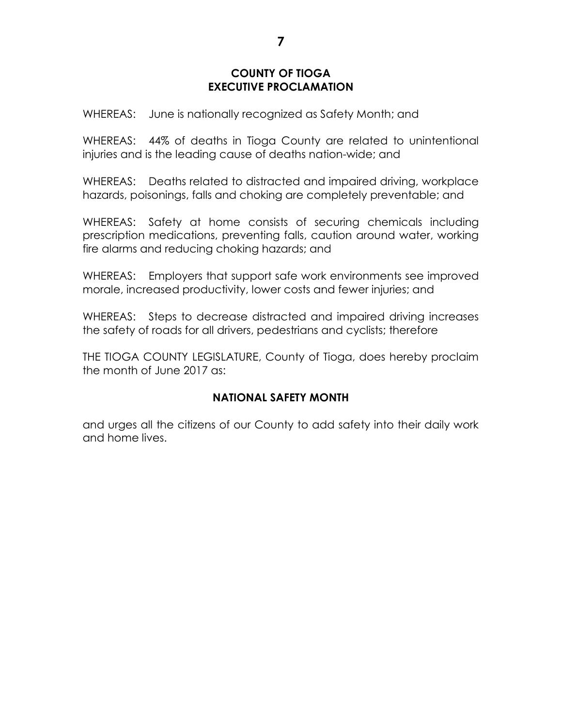**COUNTY OF TIOGA**
**EXECUTIVE PROCLAMATION**

WHEREAS: June is nationally recognized as Safety Month; and

WHEREAS: 44% of deaths in Tioga County are related to unintentional injuries and is the leading cause of deaths nation-wide; and

WHEREAS: Deaths related to distracted and impaired driving, workplace hazards, poisonings, falls and choking are completely preventable; and

WHEREAS: Safety at home consists of securing chemicals including prescription medications, preventing falls, caution around water, working fire alarms and reducing choking hazards; and

WHEREAS: Employers that support safe work environments see improved morale, increased productivity, lower costs and fewer injuries; and

WHEREAS: Steps to decrease distracted and impaired driving increases the safety of roads for all drivers, pedestrians and cyclists; therefore

THE TIOGA COUNTY LEGISLATURE, County of Tioga, does hereby proclaim the month of June 2017 as:

**NATIONAL SAFETY MONTH**

and urges all the citizens of our County to add safety into their daily work and home lives.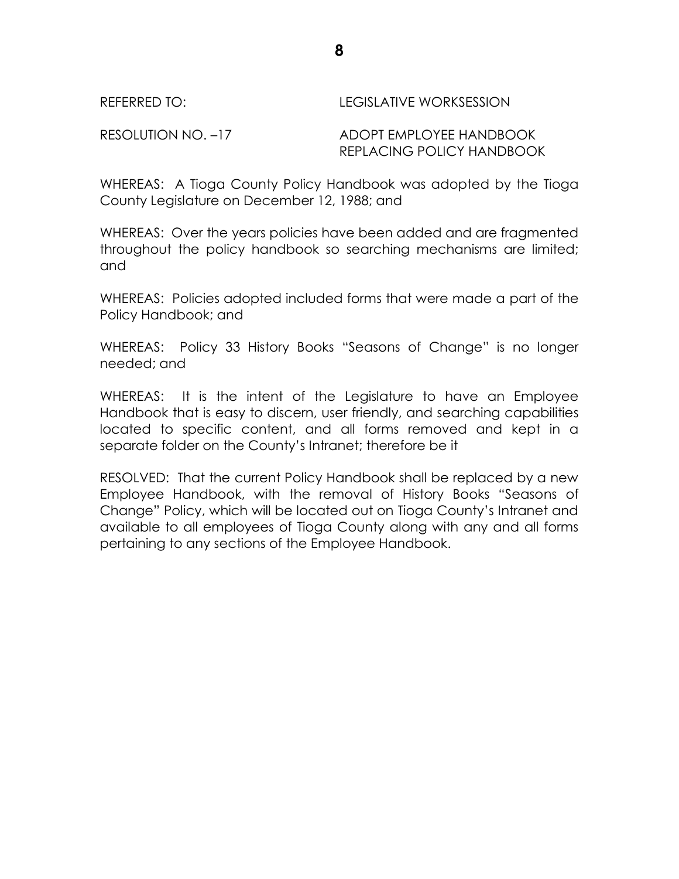REFERRED TO: LEGISLATIVE WORKSESSION

RESOLUTION NO. –17 ADOPT EMPLOYEE HANDBOOK REPLACING POLICY HANDBOOK

WHEREAS: A Tioga County Policy Handbook was adopted by the Tioga County Legislature on December 12, 1988; and

WHEREAS: Over the years policies have been added and are fragmented throughout the policy handbook so searching mechanisms are limited; and

WHEREAS: Policies adopted included forms that were made a part of the Policy Handbook; and

WHEREAS: Policy 33 History Books "Seasons of Change" is no longer needed; and

WHEREAS: It is the intent of the Legislature to have an Employee Handbook that is easy to discern, user friendly, and searching capabilities located to specific content, and all forms removed and kept in a separate folder on the County's Intranet; therefore be it

RESOLVED: That the current Policy Handbook shall be replaced by a new Employee Handbook, with the removal of History Books "Seasons of Change" Policy, which will be located out on Tioga County's Intranet and available to all employees of Tioga County along with any and all forms pertaining to any sections of the Employee Handbook.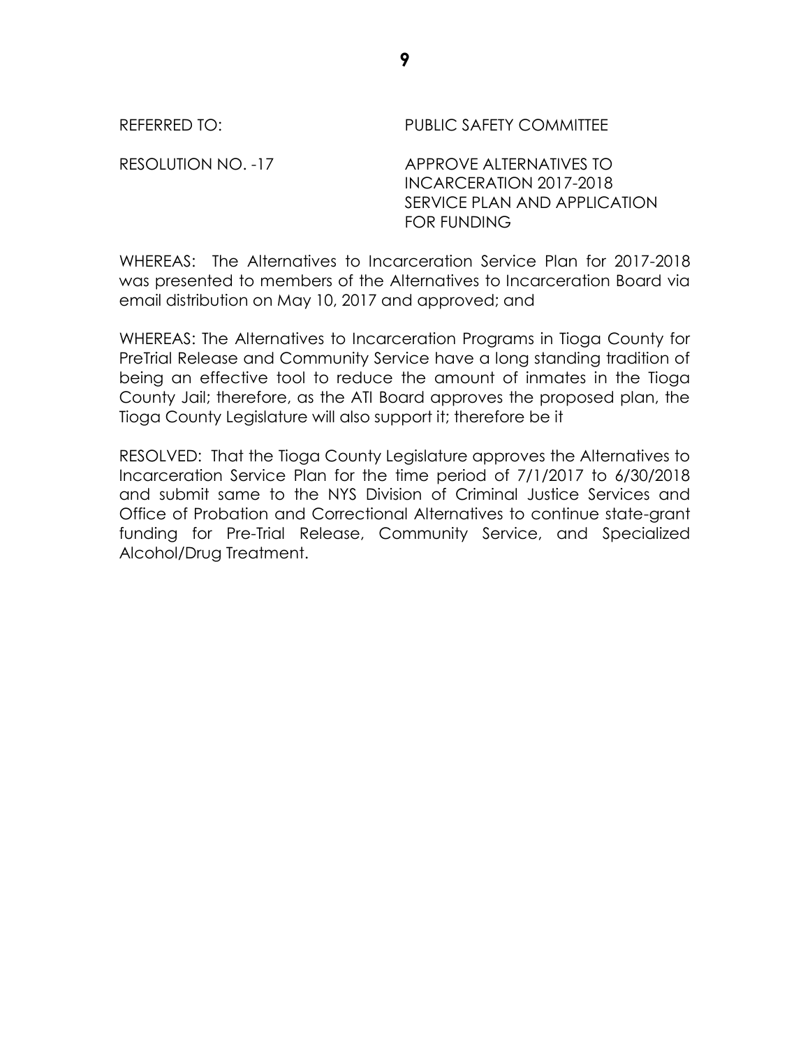REFERRED TO: PUBLIC SAFETY COMMITTEE

RESOLUTION NO. -17 APPROVE ALTERNATIVES TO INCARCERATION 2017-2018 SERVICE PLAN AND APPLICATION FOR FUNDING

WHEREAS: The Alternatives to Incarceration Service Plan for 2017-2018 was presented to members of the Alternatives to Incarceration Board via email distribution on May 10, 2017 and approved; and

WHEREAS: The Alternatives to Incarceration Programs in Tioga County for PreTrial Release and Community Service have a long standing tradition of being an effective tool to reduce the amount of inmates in the Tioga County Jail; therefore, as the ATI Board approves the proposed plan, the Tioga County Legislature will also support it; therefore be it

RESOLVED: That the Tioga County Legislature approves the Alternatives to Incarceration Service Plan for the time period of 7/1/2017 to 6/30/2018 and submit same to the NYS Division of Criminal Justice Services and Office of Probation and Correctional Alternatives to continue state-grant funding for Pre-Trial Release, Community Service, and Specialized Alcohol/Drug Treatment.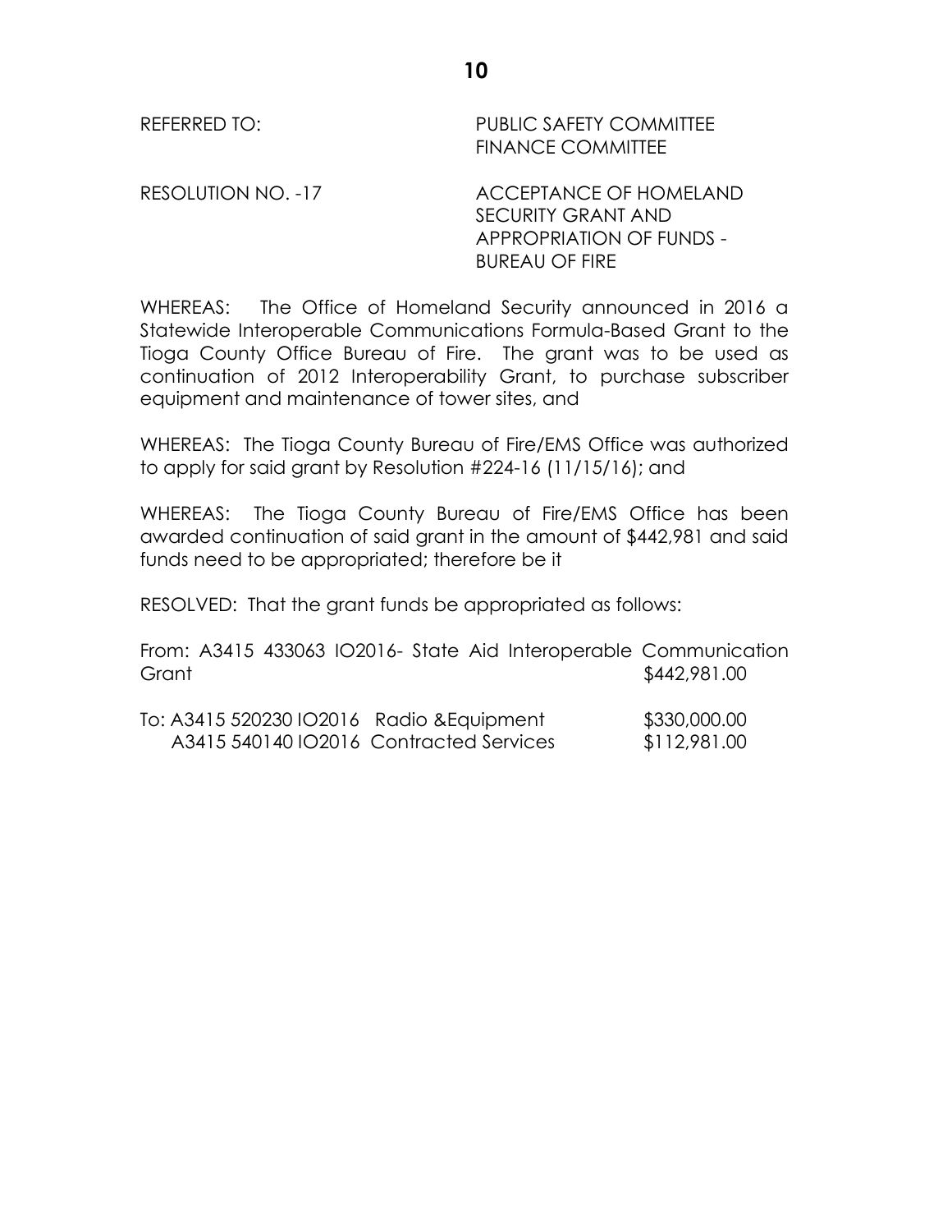REFERRED TO: PUBLIC SAFETY COMMITTEE
FINANCE COMMITTEE

RESOLUTION NO. -17 ACCEPTANCE OF HOMELAND SECURITY GRANT AND APPROPRIATION OF FUNDS - BUREAU OF FIRE

WHEREAS: The Office of Homeland Security announced in 2016 a Statewide Interoperable Communications Formula-Based Grant to the Tioga County Office Bureau of Fire. The grant was to be used as continuation of 2012 Interoperability Grant, to purchase subscriber equipment and maintenance of tower sites, and

WHEREAS: The Tioga County Bureau of Fire/EMS Office was authorized to apply for said grant by Resolution #224-16 (11/15/16); and

WHEREAS: The Tioga County Bureau of Fire/EMS Office has been awarded continuation of said grant in the amount of $442,981 and said funds need to be appropriated; therefore be it

RESOLVED: That the grant funds be appropriated as follows:

From: A3415 433063 IO2016- State Aid Interoperable Communication Grant $442,981.00

To: A3415 520230 IO2016 Radio &Equipment $330,000.00
A3415 540140 IO2016 Contracted Services $112,981.00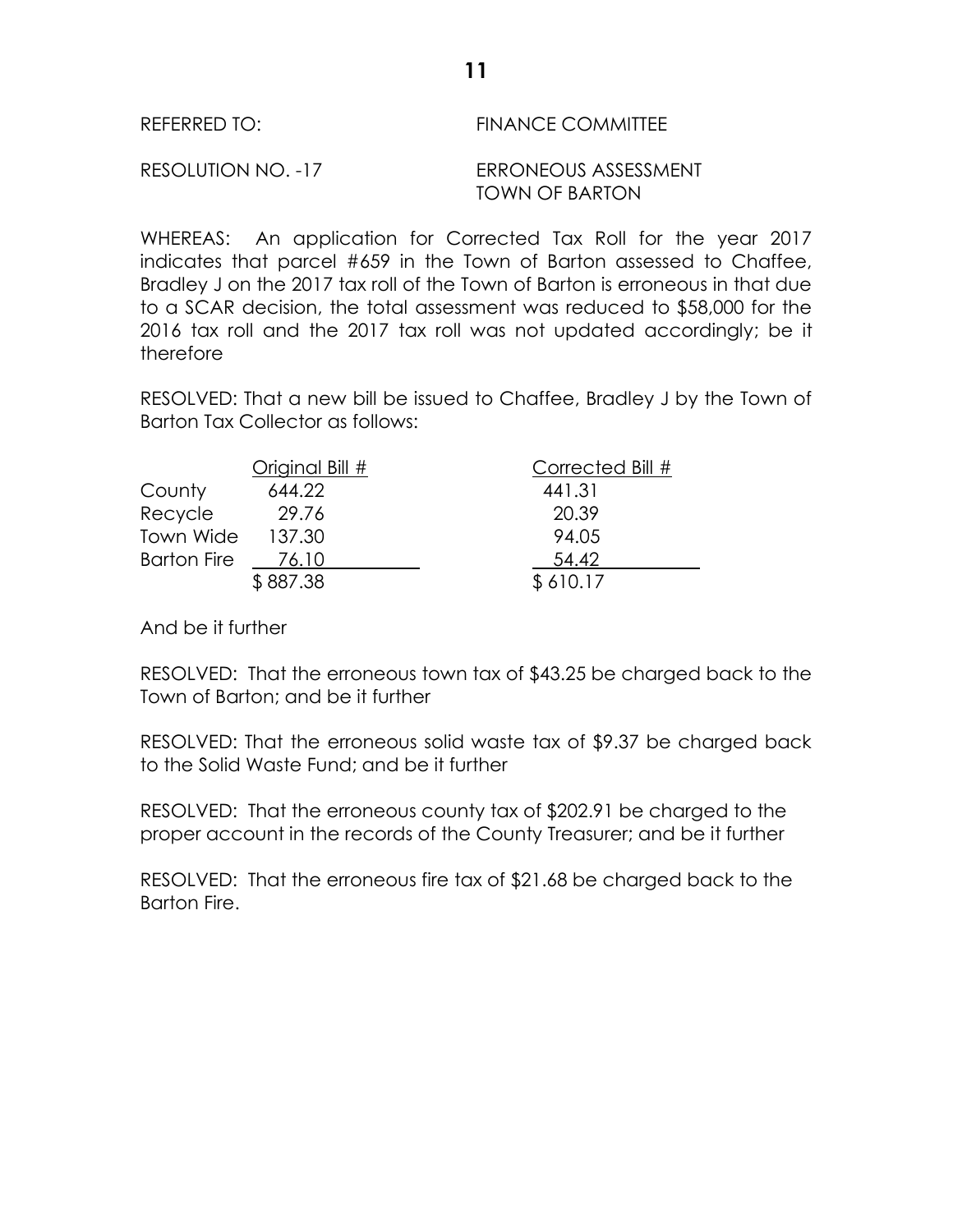REFERRED TO: FINANCE COMMITTEE

RESOLUTION NO. -17 ERRONEOUS ASSESSMENT TOWN OF BARTON

WHEREAS: An application for Corrected Tax Roll for the year 2017 indicates that parcel #659 in the Town of Barton assessed to Chaffee, Bradley J on the 2017 tax roll of the Town of Barton is erroneous in that due to a SCAR decision, the total assessment was reduced to $58,000 for the 2016 tax roll and the 2017 tax roll was not updated accordingly; be it therefore

RESOLVED: That a new bill be issued to Chaffee, Bradley J by the Town of Barton Tax Collector as follows:

| | Original Bill # | Corrected Bill # |
|---|---|---|
| County | 644.22 | 441.31 |
| Recycle | 29.76 | 20.39 |
| Town Wide | 137.30 | 94.05 |
| Barton Fire | 76.10 | 54.42 |
| | $ 887.38 | $ 610.17 |

And be it further

RESOLVED: That the erroneous town tax of $43.25 be charged back to the Town of Barton; and be it further

RESOLVED: That the erroneous solid waste tax of $9.37 be charged back to the Solid Waste Fund; and be it further

RESOLVED: That the erroneous county tax of $202.91 be charged to the proper account in the records of the County Treasurer; and be it further

RESOLVED: That the erroneous fire tax of $21.68 be charged back to the Barton Fire.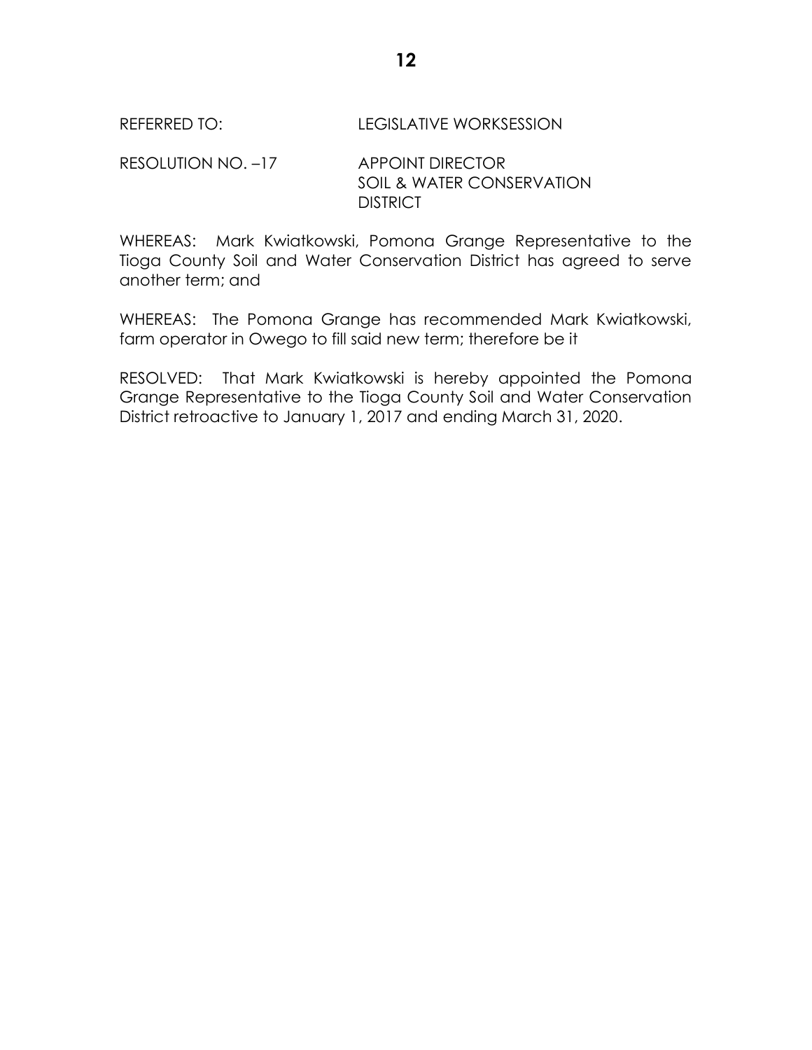REFERRED TO: LEGISLATIVE WORKSESSION

RESOLUTION NO. –17 APPOINT DIRECTOR
SOIL & WATER CONSERVATION
DISTRICT

WHEREAS: Mark Kwiatkowski, Pomona Grange Representative to the Tioga County Soil and Water Conservation District has agreed to serve another term; and

WHEREAS: The Pomona Grange has recommended Mark Kwiatkowski, farm operator in Owego to fill said new term; therefore be it

RESOLVED: That Mark Kwiatkowski is hereby appointed the Pomona Grange Representative to the Tioga County Soil and Water Conservation District retroactive to January 1, 2017 and ending March 31, 2020.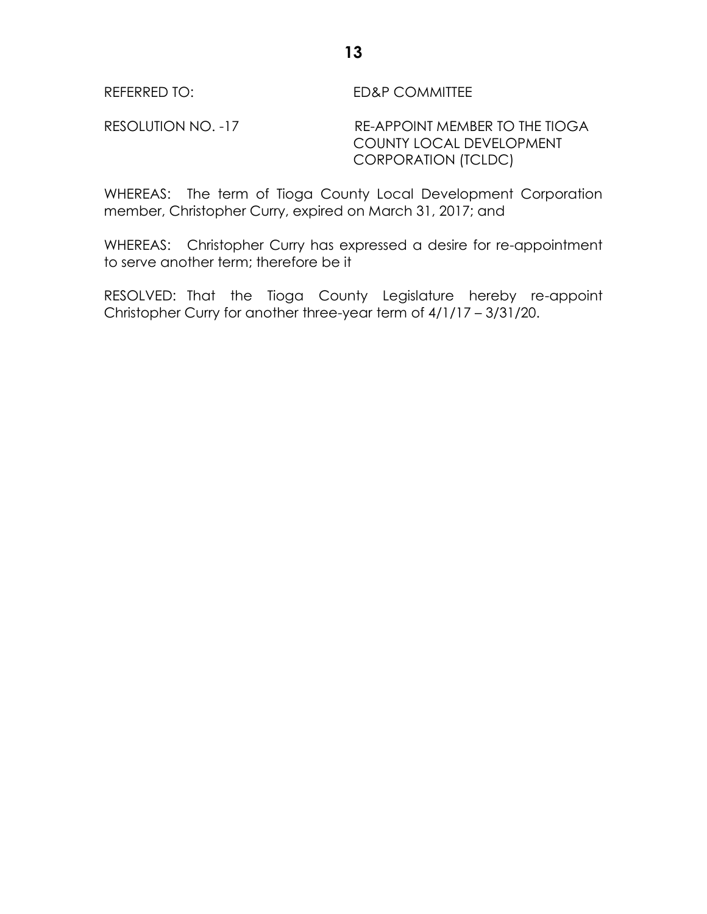REFERRED TO: ED&P COMMITTEE

RESOLUTION NO. -17 RE-APPOINT MEMBER TO THE TIOGA COUNTY LOCAL DEVELOPMENT CORPORATION (TCLDC)

WHEREAS: The term of Tioga County Local Development Corporation member, Christopher Curry, expired on March 31, 2017; and

WHEREAS: Christopher Curry has expressed a desire for re-appointment to serve another term; therefore be it

RESOLVED: That the Tioga County Legislature hereby re-appoint Christopher Curry for another three-year term of 4/1/17 – 3/31/20.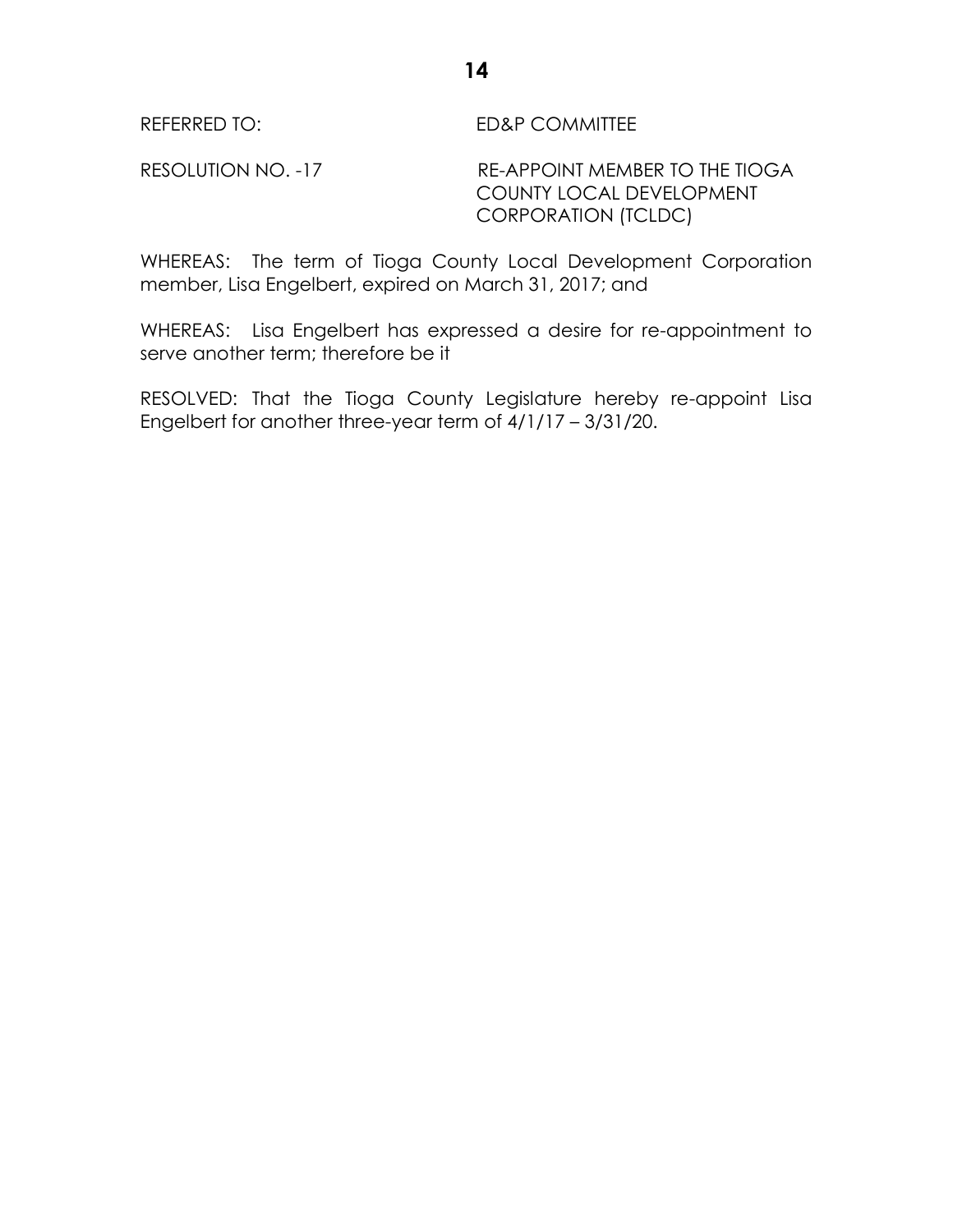REFERRED TO: ED&P COMMITTEE

RESOLUTION NO. -17 RE-APPOINT MEMBER TO THE TIOGA COUNTY LOCAL DEVELOPMENT CORPORATION (TCLDC)

WHEREAS: The term of Tioga County Local Development Corporation member, Lisa Engelbert, expired on March 31, 2017; and

WHEREAS: Lisa Engelbert has expressed a desire for re-appointment to serve another term; therefore be it

RESOLVED: That the Tioga County Legislature hereby re-appoint Lisa Engelbert for another three-year term of 4/1/17 – 3/31/20.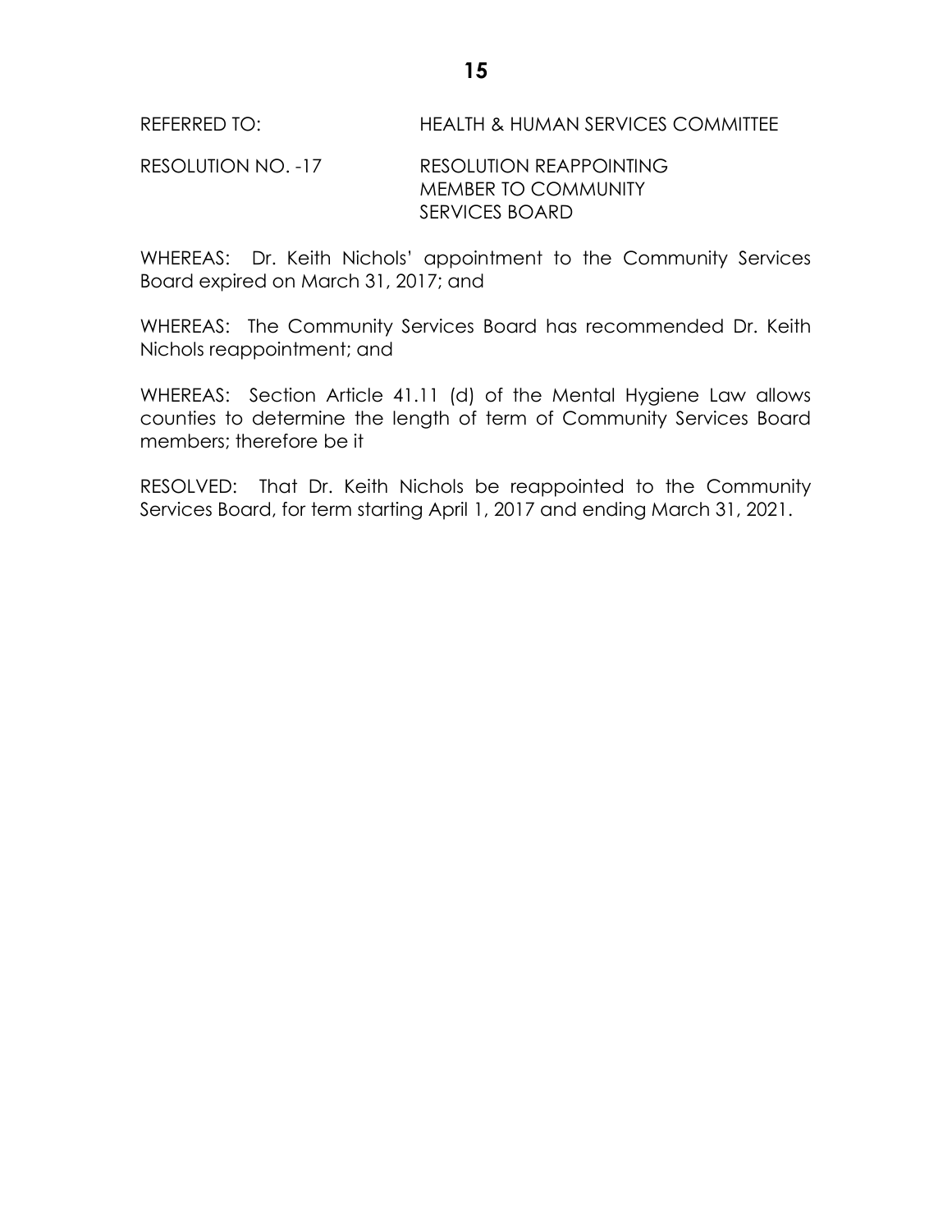REFERRED TO: HEALTH & HUMAN SERVICES COMMITTEE

RESOLUTION NO. -17 RESOLUTION REAPPOINTING MEMBER TO COMMUNITY SERVICES BOARD

WHEREAS: Dr. Keith Nichols' appointment to the Community Services Board expired on March 31, 2017; and

WHEREAS: The Community Services Board has recommended Dr. Keith Nichols reappointment; and

WHEREAS: Section Article 41.11 (d) of the Mental Hygiene Law allows counties to determine the length of term of Community Services Board members; therefore be it

RESOLVED: That Dr. Keith Nichols be reappointed to the Community Services Board, for term starting April 1, 2017 and ending March 31, 2021.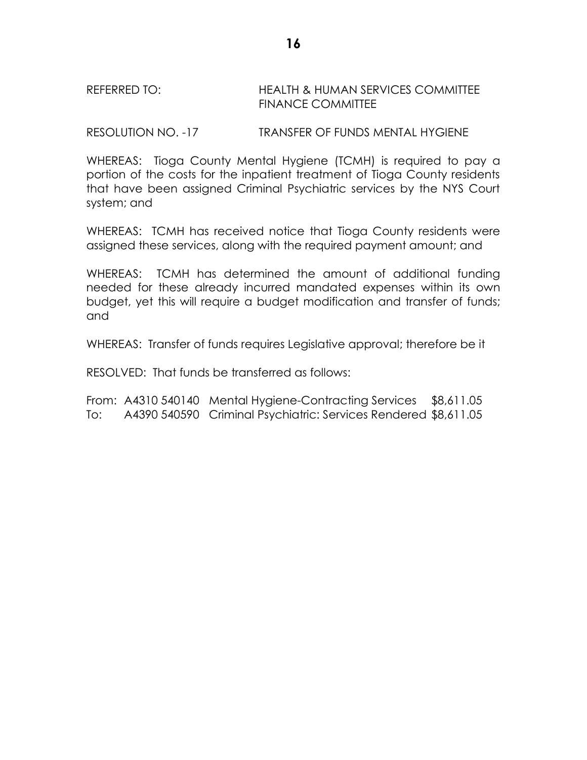REFERRED TO: HEALTH & HUMAN SERVICES COMMITTEE
FINANCE COMMITTEE

RESOLUTION NO. -17 TRANSFER OF FUNDS MENTAL HYGIENE

WHEREAS: Tioga County Mental Hygiene (TCMH) is required to pay a portion of the costs for the inpatient treatment of Tioga County residents that have been assigned Criminal Psychiatric services by the NYS Court system; and

WHEREAS: TCMH has received notice that Tioga County residents were assigned these services, along with the required payment amount; and

WHEREAS: TCMH has determined the amount of additional funding needed for these already incurred mandated expenses within its own budget, yet this will require a budget modification and transfer of funds; and

WHEREAS: Transfer of funds requires Legislative approval; therefore be it

RESOLVED: That funds be transferred as follows:

| | | | |
|---|---|---|---|
| From: | A4310 540140 | Mental Hygiene-Contracting Services | $8,611.05 |
| To: | A4390 540590 | Criminal Psychiatric: Services Rendered | $8,611.05 |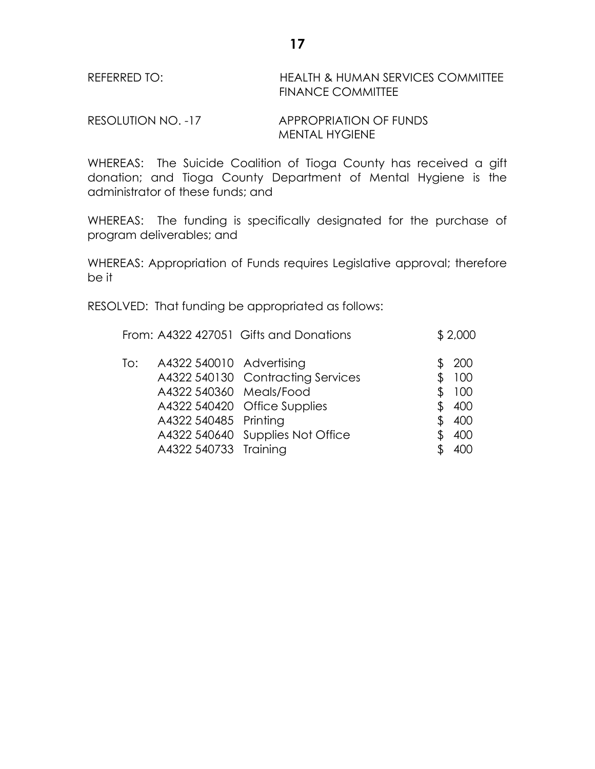REFERRED TO: HEALTH & HUMAN SERVICES COMMITTEE
FINANCE COMMITTEE

RESOLUTION NO. -17 APPROPRIATION OF FUNDS
MENTAL HYGIENE

WHEREAS: The Suicide Coalition of Tioga County has received a gift donation; and Tioga County Department of Mental Hygiene is the administrator of these funds; and

WHEREAS: The funding is specifically designated for the purchase of program deliverables; and

WHEREAS: Appropriation of Funds requires Legislative approval; therefore be it

RESOLVED: That funding be appropriated as follows:

| | Account | Description | Amount |
|---|---|---|---|
| From: | A4322 427051 | Gifts and Donations | $ 2,000 |
| To: | A4322 540010 | Advertising | $ 200 |
| | A4322 540130 | Contracting Services | $ 100 |
| | A4322 540360 | Meals/Food | $ 100 |
| | A4322 540420 | Office Supplies | $ 400 |
| | A4322 540485 | Printing | $ 400 |
| | A4322 540640 | Supplies Not Office | $ 400 |
| | A4322 540733 | Training | $ 400 |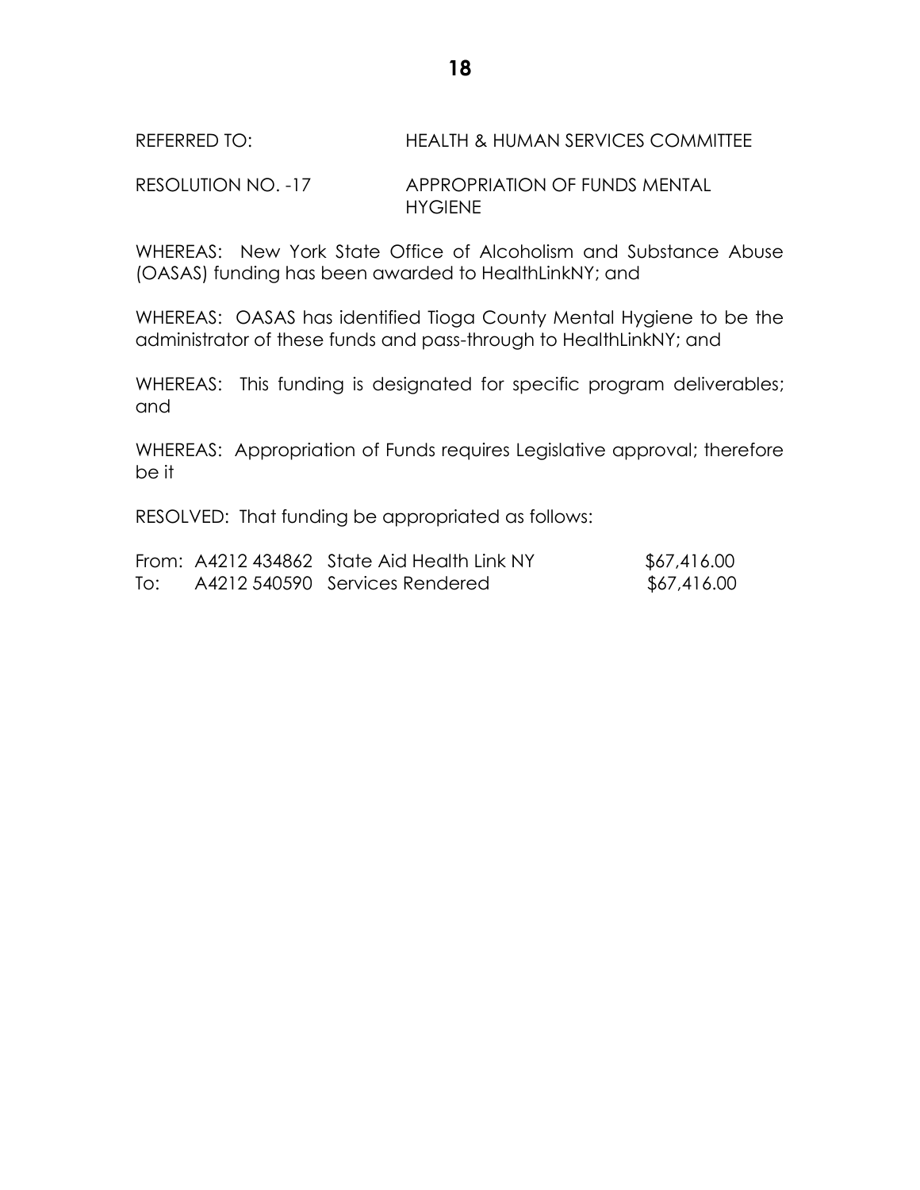REFERRED TO: HEALTH & HUMAN SERVICES COMMITTEE

RESOLUTION NO. -17 APPROPRIATION OF FUNDS MENTAL HYGIENE

WHEREAS: New York State Office of Alcoholism and Substance Abuse (OASAS) funding has been awarded to HealthLinkNY; and

WHEREAS: OASAS has identified Tioga County Mental Hygiene to be the administrator of these funds and pass-through to HealthLinkNY; and

WHEREAS: This funding is designated for specific program deliverables; and

WHEREAS: Appropriation of Funds requires Legislative approval; therefore be it

RESOLVED: That funding be appropriated as follows:

| | | | |
|---|---|---|---|
| From: | A4212 434862 | State Aid Health Link NY | $67,416.00 |
| To: | A4212 540590 | Services Rendered | $67,416.00 |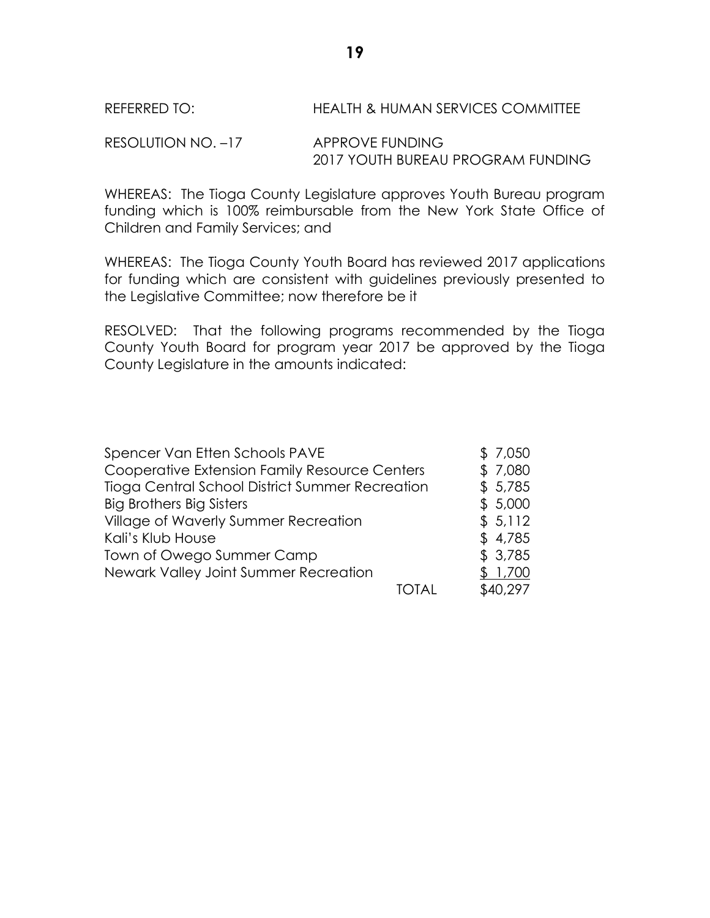REFERRED TO: HEALTH & HUMAN SERVICES COMMITTEE

RESOLUTION NO. –17 APPROVE FUNDING
2017 YOUTH BUREAU PROGRAM FUNDING

WHEREAS: The Tioga County Legislature approves Youth Bureau program funding which is 100% reimbursable from the New York State Office of Children and Family Services; and

WHEREAS: The Tioga County Youth Board has reviewed 2017 applications for funding which are consistent with guidelines previously presented to the Legislative Committee; now therefore be it

RESOLVED: That the following programs recommended by the Tioga County Youth Board for program year 2017 be approved by the Tioga County Legislature in the amounts indicated:

| | |
|---|---|
| Spencer Van Etten Schools PAVE | $ 7,050 |
| Cooperative Extension Family Resource Centers | $ 7,080 |
| Tioga Central School District Summer Recreation | $ 5,785 |
| Big Brothers Big Sisters | $ 5,000 |
| Village of Waverly Summer Recreation | $ 5,112 |
| Kali's Klub House | $ 4,785 |
| Town of Owego Summer Camp | $ 3,785 |
| Newark Valley Joint Summer Recreation | $ 1,700 |
| TOTAL | $40,297 |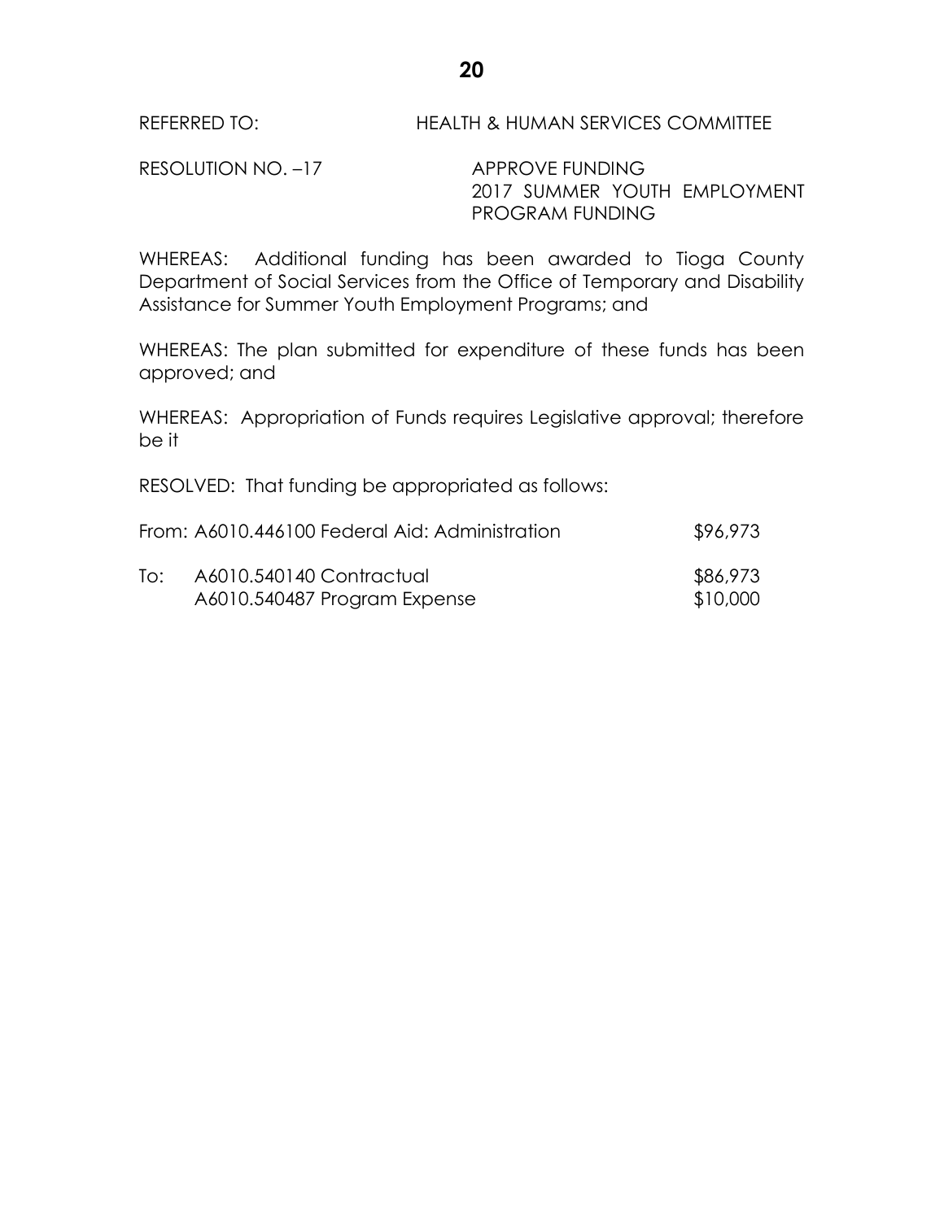REFERRED TO: HEALTH & HUMAN SERVICES COMMITTEE

RESOLUTION NO. –17 APPROVE FUNDING
2017 SUMMER YOUTH EMPLOYMENT PROGRAM FUNDING

WHEREAS: Additional funding has been awarded to Tioga County Department of Social Services from the Office of Temporary and Disability Assistance for Summer Youth Employment Programs; and

WHEREAS: The plan submitted for expenditure of these funds has been approved; and

WHEREAS: Appropriation of Funds requires Legislative approval; therefore be it

RESOLVED: That funding be appropriated as follows:

| | | |
|---|---|---|
| From: | A6010.446100 Federal Aid: Administration | $96,973 |
| To: | A6010.540140 Contractual | $86,973 |
| | A6010.540487 Program Expense | $10,000 |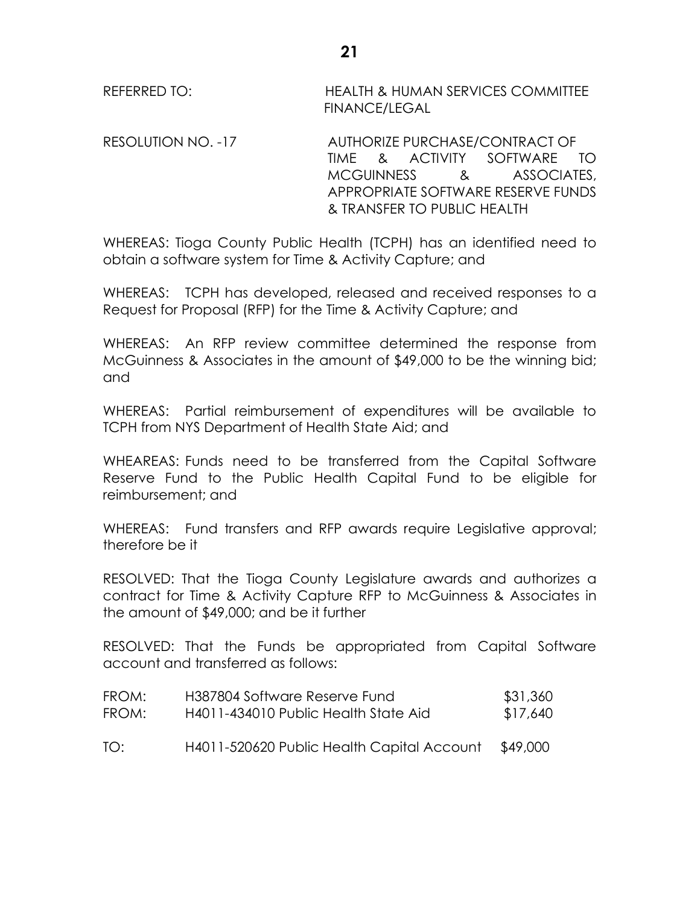REFERRED TO: HEALTH & HUMAN SERVICES COMMITTEE
FINANCE/LEGAL

RESOLUTION NO. -17 AUTHORIZE PURCHASE/CONTRACT OF TIME & ACTIVITY SOFTWARE TO MCGUINNESS & ASSOCIATES, APPROPRIATE SOFTWARE RESERVE FUNDS & TRANSFER TO PUBLIC HEALTH

WHEREAS: Tioga County Public Health (TCPH) has an identified need to obtain a software system for Time & Activity Capture; and

WHEREAS: TCPH has developed, released and received responses to a Request for Proposal (RFP) for the Time & Activity Capture; and

WHEREAS: An RFP review committee determined the response from McGuinness & Associates in the amount of $49,000 to be the winning bid; and

WHEREAS: Partial reimbursement of expenditures will be available to TCPH from NYS Department of Health State Aid; and

WHEAREAS: Funds need to be transferred from the Capital Software Reserve Fund to the Public Health Capital Fund to be eligible for reimbursement; and

WHEREAS: Fund transfers and RFP awards require Legislative approval; therefore be it

RESOLVED: That the Tioga County Legislature awards and authorizes a contract for Time & Activity Capture RFP to McGuinness & Associates in the amount of $49,000; and be it further

RESOLVED: That the Funds be appropriated from Capital Software account and transferred as follows:

| | | |
|---|---|---|
| FROM: | H387804 Software Reserve Fund | $31,360 |
| FROM: | H4011-434010 Public Health State Aid | $17,640 |
| TO: | H4011-520620 Public Health Capital Account | $49,000 |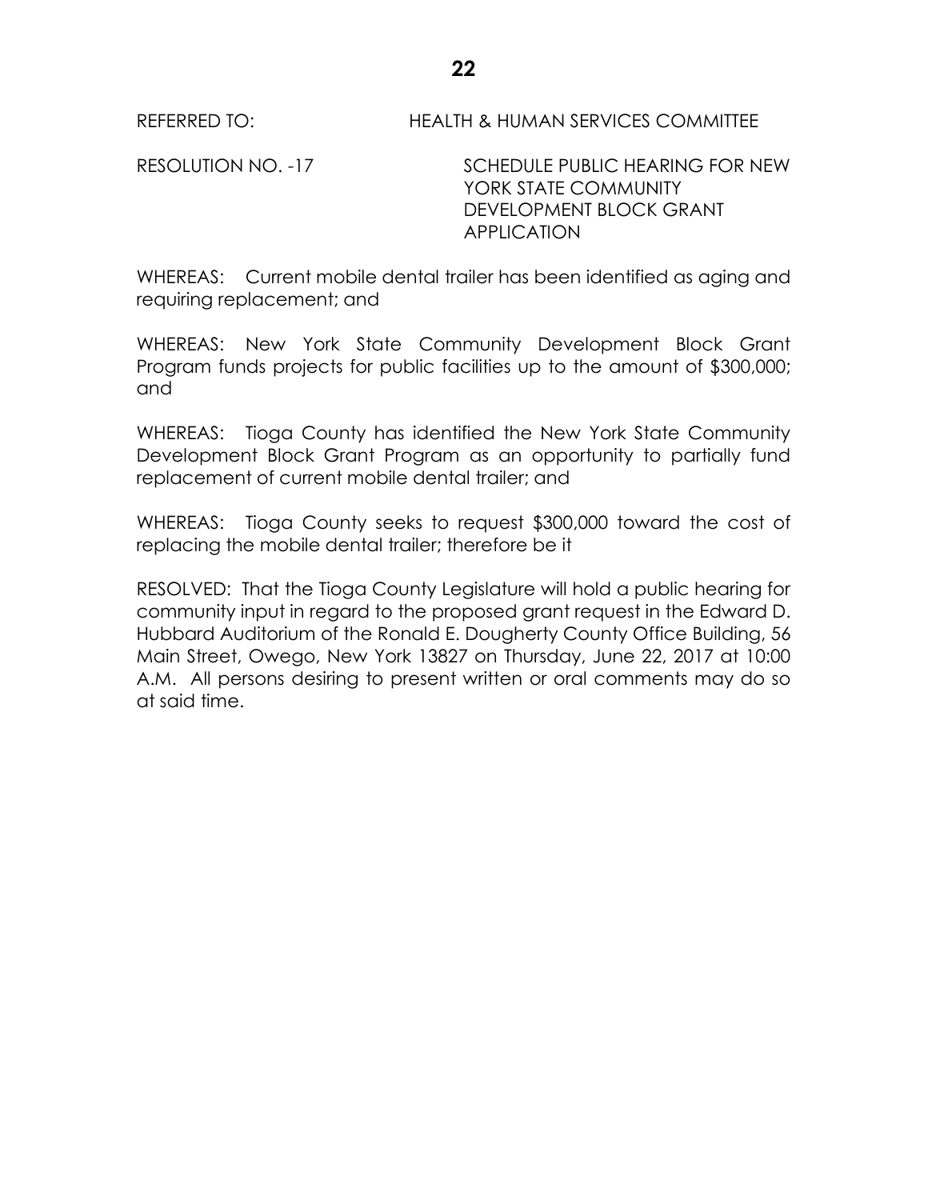REFERRED TO: HEALTH & HUMAN SERVICES COMMITTEE

RESOLUTION NO. -17 SCHEDULE PUBLIC HEARING FOR NEW YORK STATE COMMUNITY DEVELOPMENT BLOCK GRANT APPLICATION

WHEREAS: Current mobile dental trailer has been identified as aging and requiring replacement; and

WHEREAS: New York State Community Development Block Grant Program funds projects for public facilities up to the amount of $300,000; and

WHEREAS: Tioga County has identified the New York State Community Development Block Grant Program as an opportunity to partially fund replacement of current mobile dental trailer; and

WHEREAS: Tioga County seeks to request $300,000 toward the cost of replacing the mobile dental trailer; therefore be it

RESOLVED: That the Tioga County Legislature will hold a public hearing for community input in regard to the proposed grant request in the Edward D. Hubbard Auditorium of the Ronald E. Dougherty County Office Building, 56 Main Street, Owego, New York 13827 on Thursday, June 22, 2017 at 10:00 A.M. All persons desiring to present written or oral comments may do so at said time.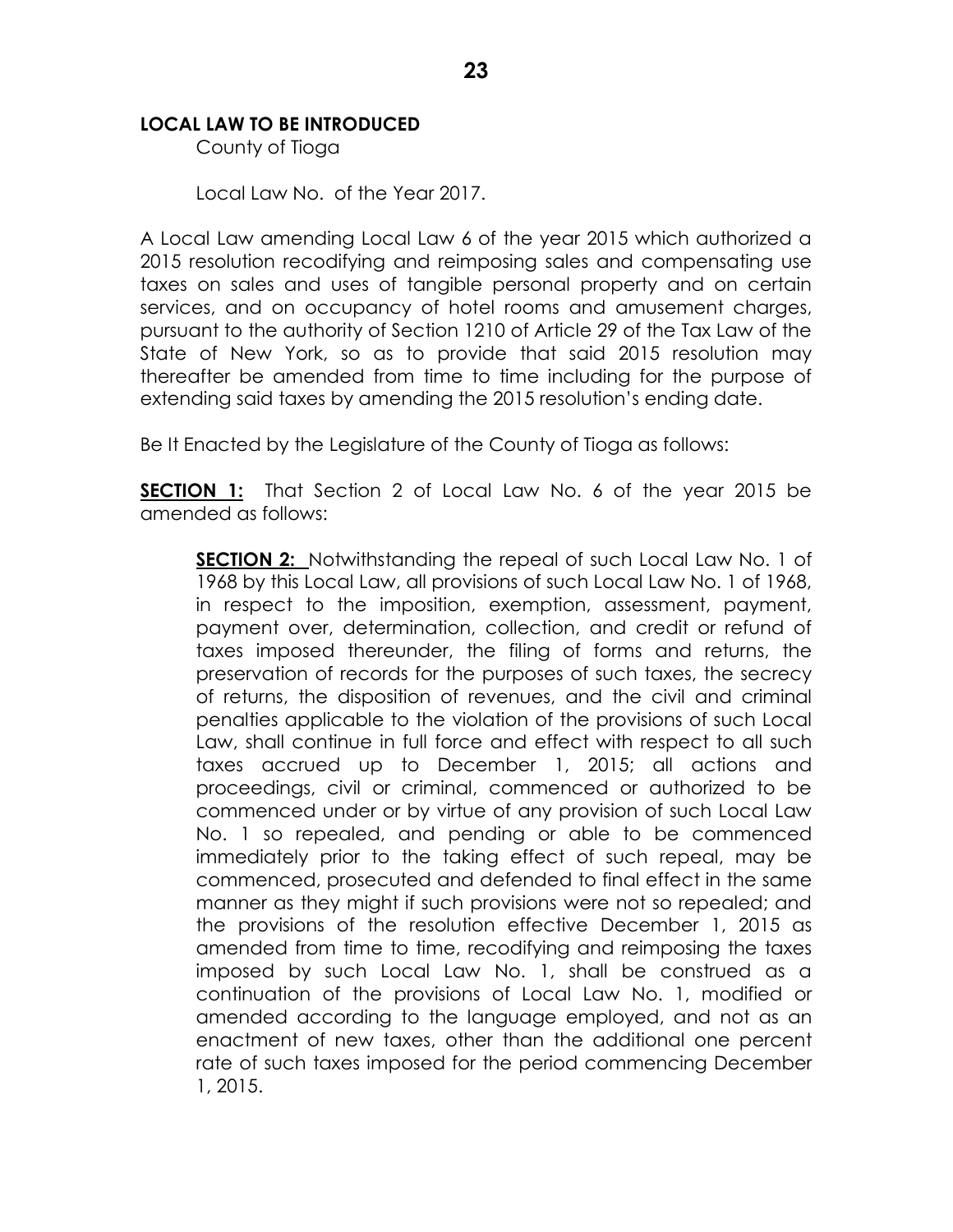**LOCAL LAW TO BE INTRODUCED**

County of Tioga

Local Law No. of the Year 2017.

A Local Law amending Local Law 6 of the year 2015 which authorized a 2015 resolution recodifying and reimposing sales and compensating use taxes on sales and uses of tangible personal property and on certain services, and on occupancy of hotel rooms and amusement charges, pursuant to the authority of Section 1210 of Article 29 of the Tax Law of the State of New York, so as to provide that said 2015 resolution may thereafter be amended from time to time including for the purpose of extending said taxes by amending the 2015 resolution's ending date.

Be It Enacted by the Legislature of the County of Tioga as follows:

**SECTION 1:** That Section 2 of Local Law No. 6 of the year 2015 be amended as follows:

> **SECTION 2:** Notwithstanding the repeal of such Local Law No. 1 of 1968 by this Local Law, all provisions of such Local Law No. 1 of 1968, in respect to the imposition, exemption, assessment, payment, payment over, determination, collection, and credit or refund of taxes imposed thereunder, the filing of forms and returns, the preservation of records for the purposes of such taxes, the secrecy of returns, the disposition of revenues, and the civil and criminal penalties applicable to the violation of the provisions of such Local Law, shall continue in full force and effect with respect to all such taxes accrued up to December 1, 2015; all actions and proceedings, civil or criminal, commenced or authorized to be commenced under or by virtue of any provision of such Local Law No. 1 so repealed, and pending or able to be commenced immediately prior to the taking effect of such repeal, may be commenced, prosecuted and defended to final effect in the same manner as they might if such provisions were not so repealed; and the provisions of the resolution effective December 1, 2015 as amended from time to time, recodifying and reimposing the taxes imposed by such Local Law No. 1, shall be construed as a continuation of the provisions of Local Law No. 1, modified or amended according to the language employed, and not as an enactment of new taxes, other than the additional one percent rate of such taxes imposed for the period commencing December 1, 2015.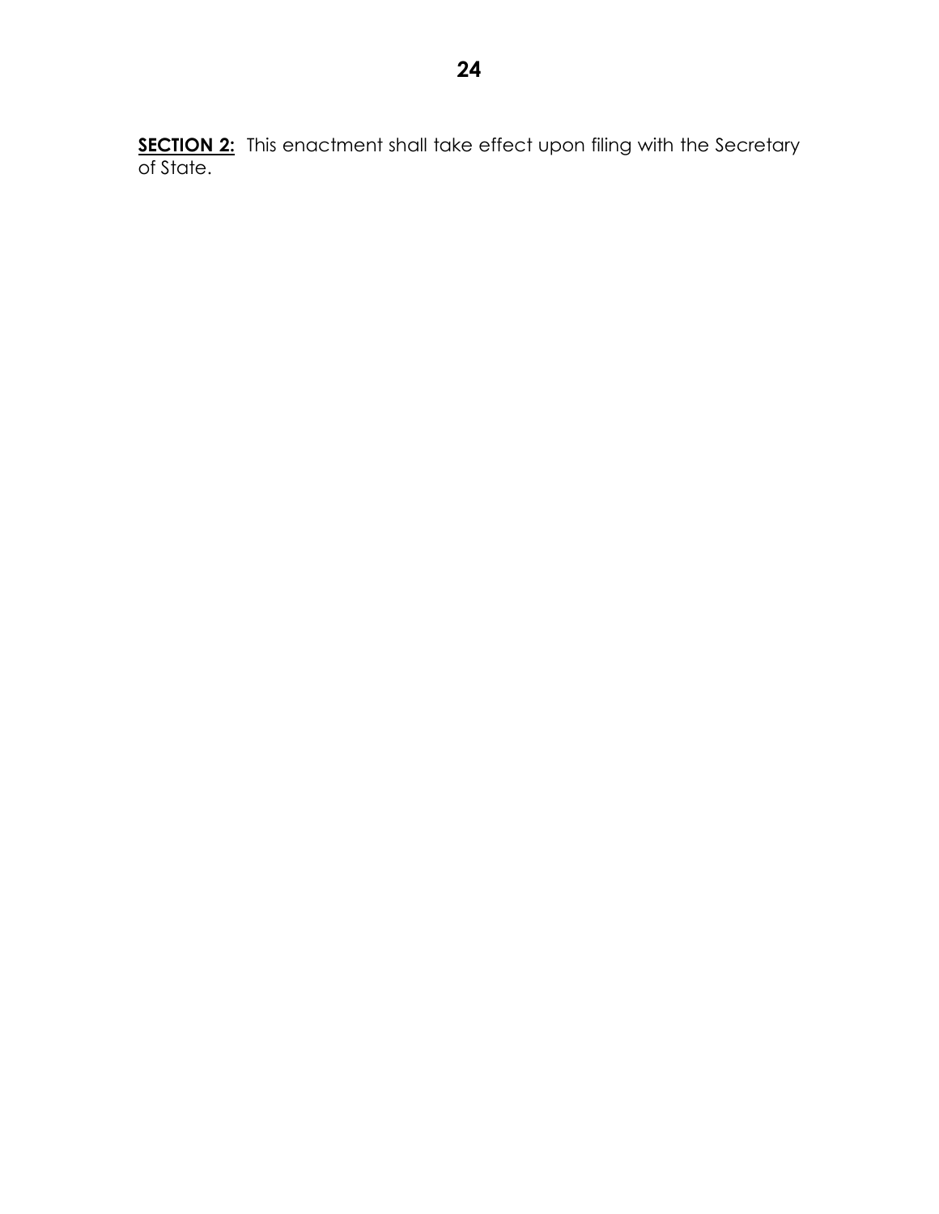**SECTION 2:** This enactment shall take effect upon filing with the Secretary of State.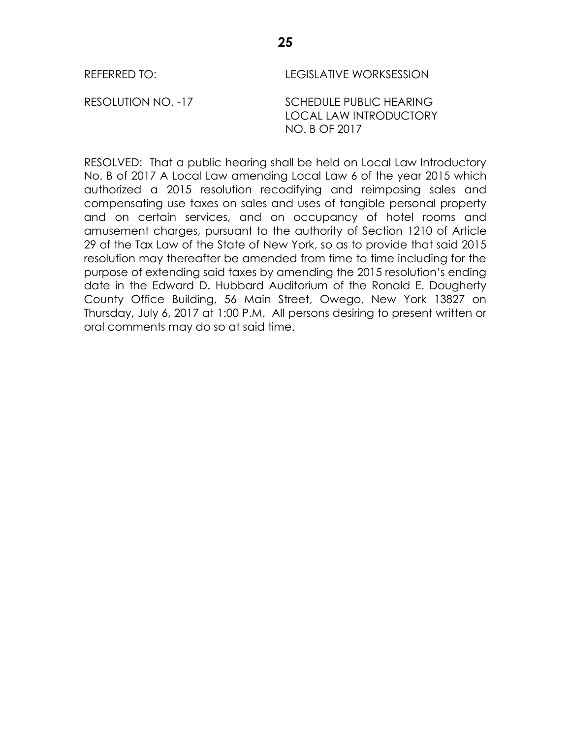REFERRED TO: LEGISLATIVE WORKSESSION

RESOLUTION NO. -17 SCHEDULE PUBLIC HEARING LOCAL LAW INTRODUCTORY NO. B OF 2017

RESOLVED: That a public hearing shall be held on Local Law Introductory No. B of 2017 A Local Law amending Local Law 6 of the year 2015 which authorized a 2015 resolution recodifying and reimposing sales and compensating use taxes on sales and uses of tangible personal property and on certain services, and on occupancy of hotel rooms and amusement charges, pursuant to the authority of Section 1210 of Article 29 of the Tax Law of the State of New York, so as to provide that said 2015 resolution may thereafter be amended from time to time including for the purpose of extending said taxes by amending the 2015 resolution's ending date in the Edward D. Hubbard Auditorium of the Ronald E. Dougherty County Office Building, 56 Main Street, Owego, New York 13827 on Thursday, July 6, 2017 at 1:00 P.M. All persons desiring to present written or oral comments may do so at said time.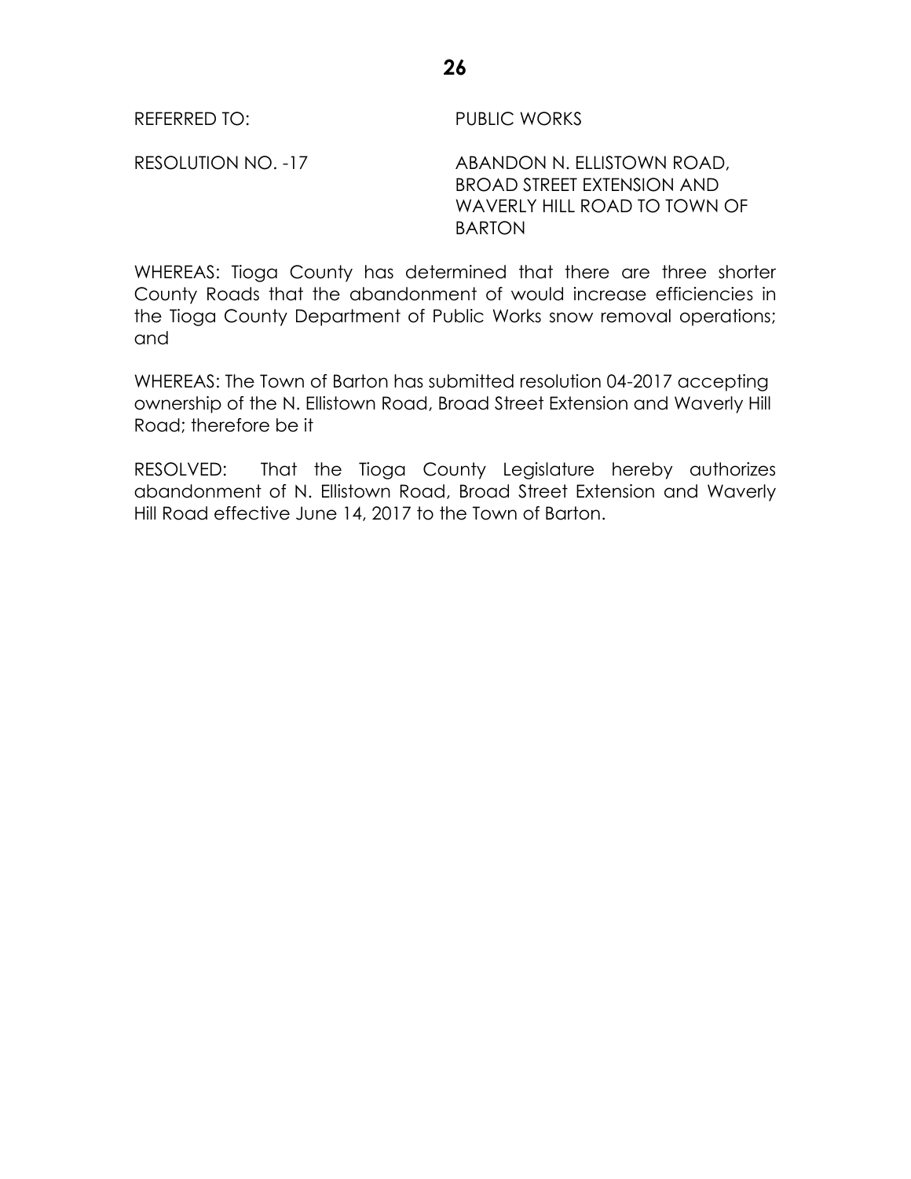REFERRED TO: PUBLIC WORKS

RESOLUTION NO. -17 ABANDON N. ELLISTOWN ROAD, BROAD STREET EXTENSION AND WAVERLY HILL ROAD TO TOWN OF BARTON

WHEREAS: Tioga County has determined that there are three shorter County Roads that the abandonment of would increase efficiencies in the Tioga County Department of Public Works snow removal operations; and

WHEREAS: The Town of Barton has submitted resolution 04-2017 accepting ownership of the N. Ellistown Road, Broad Street Extension and Waverly Hill Road; therefore be it

RESOLVED: That the Tioga County Legislature hereby authorizes abandonment of N. Ellistown Road, Broad Street Extension and Waverly Hill Road effective June 14, 2017 to the Town of Barton.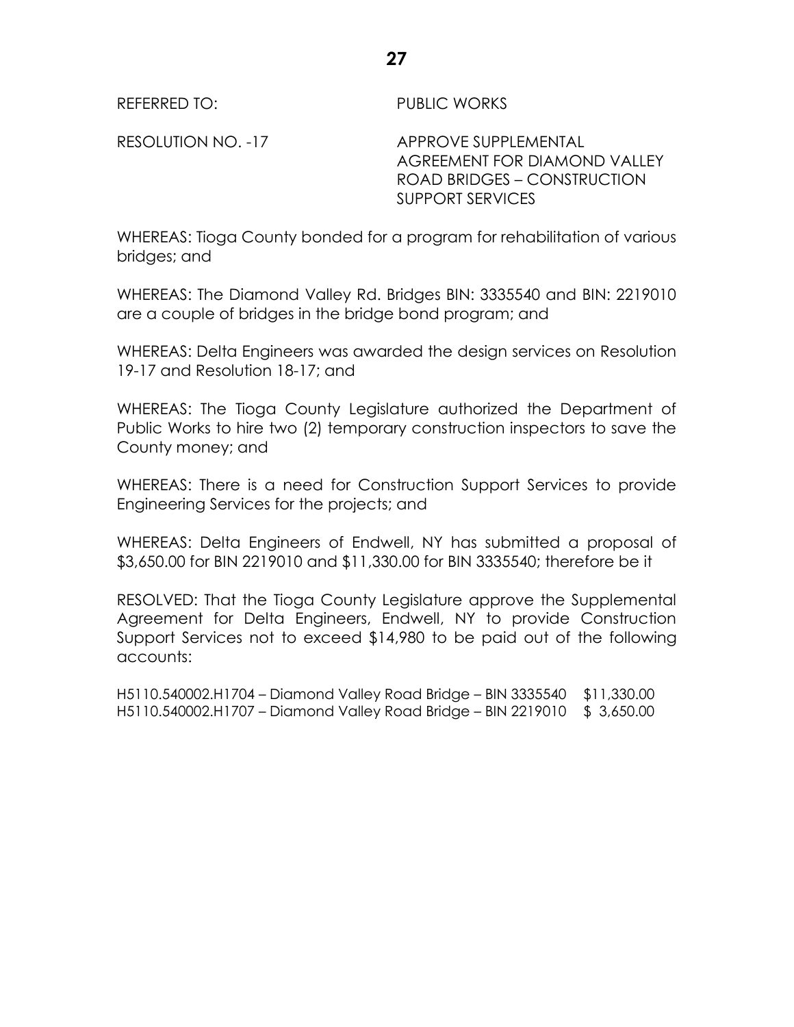REFERRED TO: PUBLIC WORKS

RESOLUTION NO. -17 APPROVE SUPPLEMENTAL AGREEMENT FOR DIAMOND VALLEY ROAD BRIDGES – CONSTRUCTION SUPPORT SERVICES

WHEREAS: Tioga County bonded for a program for rehabilitation of various bridges; and

WHEREAS: The Diamond Valley Rd. Bridges BIN: 3335540 and BIN: 2219010 are a couple of bridges in the bridge bond program; and

WHEREAS: Delta Engineers was awarded the design services on Resolution 19-17 and Resolution 18-17; and

WHEREAS: The Tioga County Legislature authorized the Department of Public Works to hire two (2) temporary construction inspectors to save the County money; and

WHEREAS: There is a need for Construction Support Services to provide Engineering Services for the projects; and

WHEREAS: Delta Engineers of Endwell, NY has submitted a proposal of $3,650.00 for BIN 2219010 and $11,330.00 for BIN 3335540; therefore be it

RESOLVED: That the Tioga County Legislature approve the Supplemental Agreement for Delta Engineers, Endwell, NY to provide Construction Support Services not to exceed $14,980 to be paid out of the following accounts:

H5110.540002.H1704 – Diamond Valley Road Bridge – BIN 3335540 $11,330.00
H5110.540002.H1707 – Diamond Valley Road Bridge – BIN 2219010 $ 3,650.00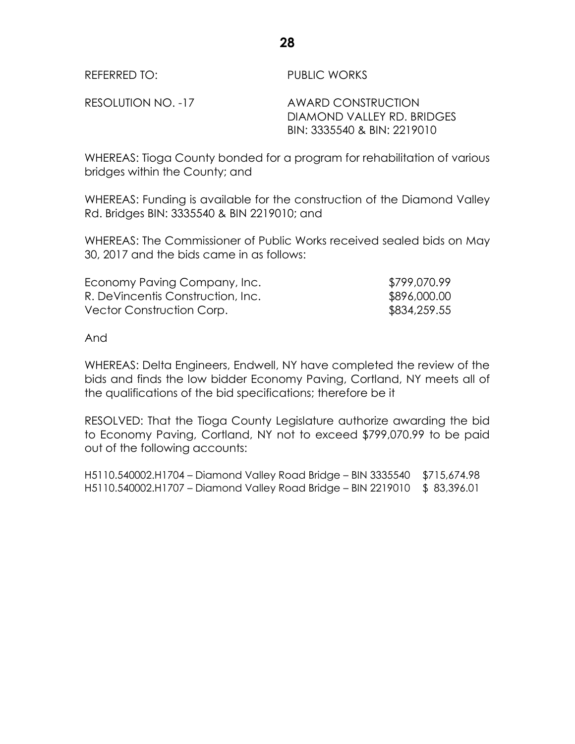REFERRED TO: PUBLIC WORKS

RESOLUTION NO. -17 AWARD CONSTRUCTION
DIAMOND VALLEY RD. BRIDGES
BIN: 3335540 & BIN: 2219010

WHEREAS: Tioga County bonded for a program for rehabilitation of various bridges within the County; and

WHEREAS: Funding is available for the construction of the Diamond Valley Rd. Bridges BIN: 3335540 & BIN 2219010; and

WHEREAS: The Commissioner of Public Works received sealed bids on May 30, 2017 and the bids came in as follows:

| | |
|---|---|
| Economy Paving Company, Inc. | $799,070.99 |
| R. DeVincentis Construction, Inc. | $896,000.00 |
| Vector Construction Corp. | $834,259.55 |

And

WHEREAS: Delta Engineers, Endwell, NY have completed the review of the bids and finds the low bidder Economy Paving, Cortland, NY meets all of the qualifications of the bid specifications; therefore be it

RESOLVED: That the Tioga County Legislature authorize awarding the bid to Economy Paving, Cortland, NY not to exceed $799,070.99 to be paid out of the following accounts:

| | |
|---|---|
| H5110.540002.H1704 – Diamond Valley Road Bridge – BIN 3335540 | $715,674.98 |
| H5110.540002.H1707 – Diamond Valley Road Bridge – BIN 2219010 | $ 83,396.01 |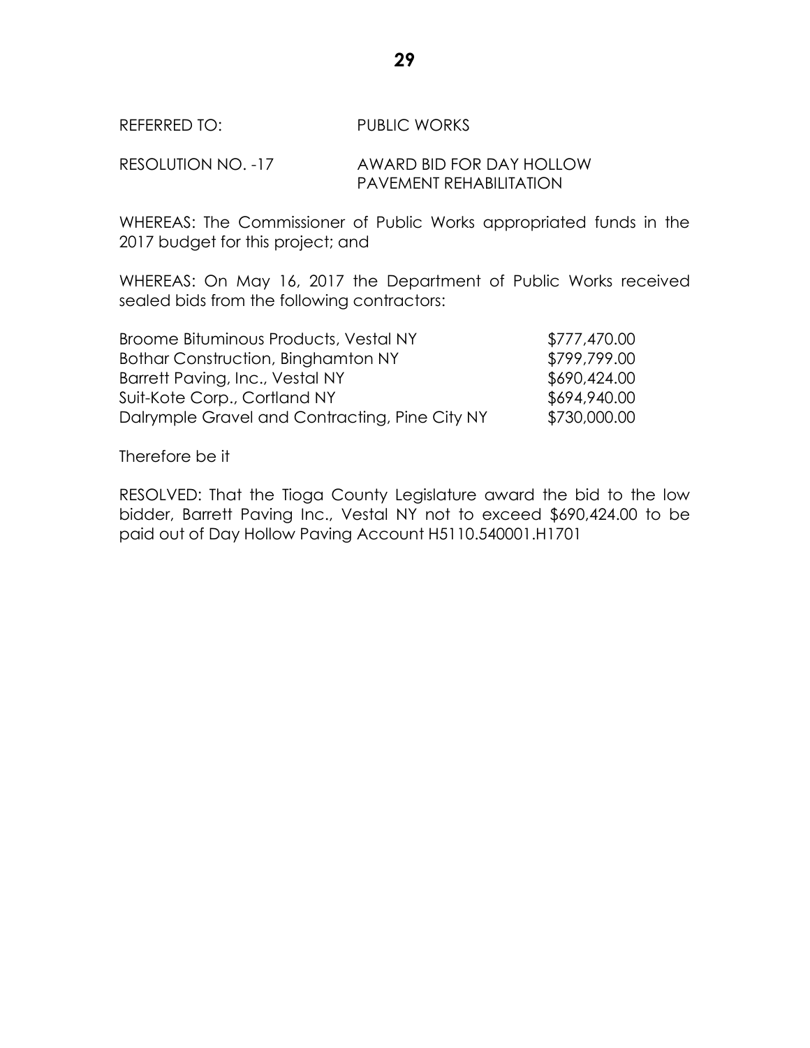REFERRED TO: PUBLIC WORKS

RESOLUTION NO. -17 AWARD BID FOR DAY HOLLOW PAVEMENT REHABILITATION

WHEREAS: The Commissioner of Public Works appropriated funds in the 2017 budget for this project; and

WHEREAS: On May 16, 2017 the Department of Public Works received sealed bids from the following contractors:

| | |
|---|---|
| Broome Bituminous Products, Vestal NY | $777,470.00 |
| Bothar Construction, Binghamton NY | $799,799.00 |
| Barrett Paving, Inc., Vestal NY | $690,424.00 |
| Suit-Kote Corp., Cortland NY | $694,940.00 |
| Dalrymple Gravel and Contracting, Pine City NY | $730,000.00 |

Therefore be it

RESOLVED: That the Tioga County Legislature award the bid to the low bidder, Barrett Paving Inc., Vestal NY not to exceed $690,424.00 to be paid out of Day Hollow Paving Account H5110.540001.H1701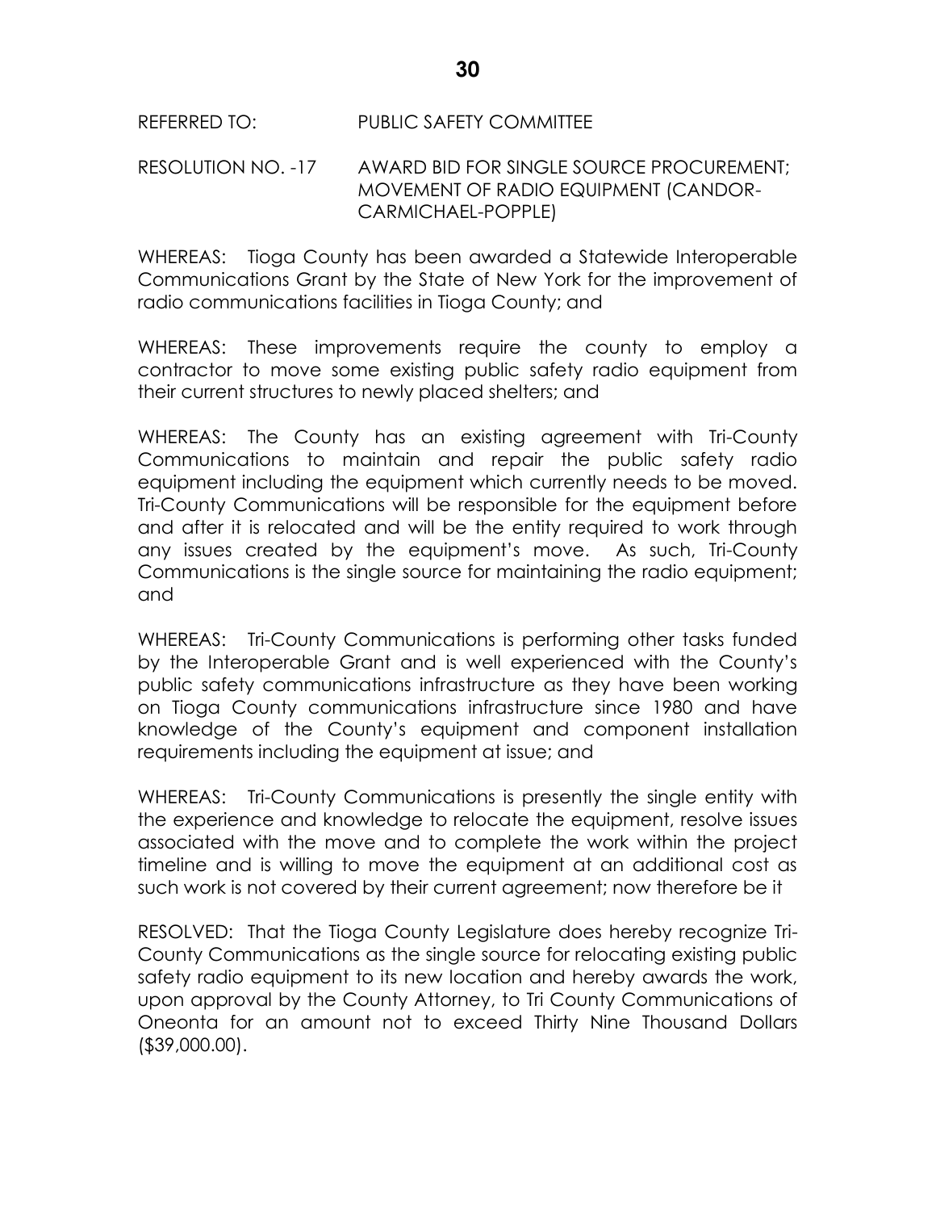REFERRED TO: PUBLIC SAFETY COMMITTEE

RESOLUTION NO. -17 AWARD BID FOR SINGLE SOURCE PROCUREMENT; MOVEMENT OF RADIO EQUIPMENT (CANDOR-CARMICHAEL-POPPLE)

WHEREAS: Tioga County has been awarded a Statewide Interoperable Communications Grant by the State of New York for the improvement of radio communications facilities in Tioga County; and

WHEREAS: These improvements require the county to employ a contractor to move some existing public safety radio equipment from their current structures to newly placed shelters; and

WHEREAS: The County has an existing agreement with Tri-County Communications to maintain and repair the public safety radio equipment including the equipment which currently needs to be moved. Tri-County Communications will be responsible for the equipment before and after it is relocated and will be the entity required to work through any issues created by the equipment's move. As such, Tri-County Communications is the single source for maintaining the radio equipment; and

WHEREAS: Tri-County Communications is performing other tasks funded by the Interoperable Grant and is well experienced with the County's public safety communications infrastructure as they have been working on Tioga County communications infrastructure since 1980 and have knowledge of the County's equipment and component installation requirements including the equipment at issue; and

WHEREAS: Tri-County Communications is presently the single entity with the experience and knowledge to relocate the equipment, resolve issues associated with the move and to complete the work within the project timeline and is willing to move the equipment at an additional cost as such work is not covered by their current agreement; now therefore be it

RESOLVED: That the Tioga County Legislature does hereby recognize Tri-County Communications as the single source for relocating existing public safety radio equipment to its new location and hereby awards the work, upon approval by the County Attorney, to Tri County Communications of Oneonta for an amount not to exceed Thirty Nine Thousand Dollars ($39,000.00).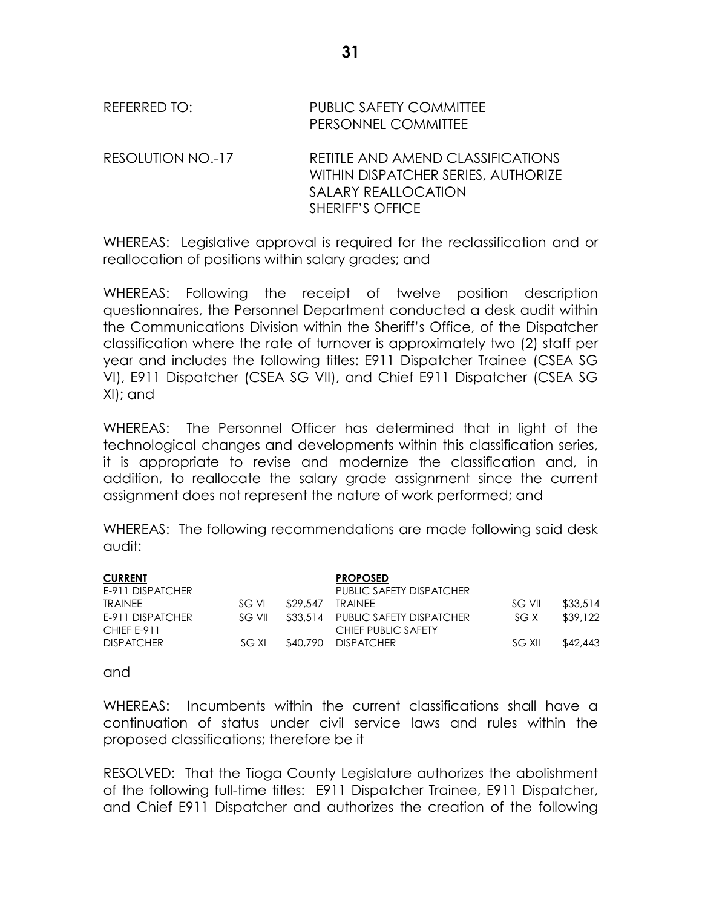REFERRED TO: PUBLIC SAFETY COMMITTEE
PERSONNEL COMMITTEE

RESOLUTION NO.-17 RETITLE AND AMEND CLASSIFICATIONS WITHIN DISPATCHER SERIES, AUTHORIZE SALARY REALLOCATION SHERIFF'S OFFICE

WHEREAS: Legislative approval is required for the reclassification and or reallocation of positions within salary grades; and

WHEREAS: Following the receipt of twelve position description questionnaires, the Personnel Department conducted a desk audit within the Communications Division within the Sheriff's Office, of the Dispatcher classification where the rate of turnover is approximately two (2) staff per year and includes the following titles: E911 Dispatcher Trainee (CSEA SG VI), E911 Dispatcher (CSEA SG VII), and Chief E911 Dispatcher (CSEA SG XI); and

WHEREAS: The Personnel Officer has determined that in light of the technological changes and developments within this classification series, it is appropriate to revise and modernize the classification and, in addition, to reallocate the salary grade assignment since the current assignment does not represent the nature of work performed; and

WHEREAS: The following recommendations are made following said desk audit:

| **CURRENT** | | | **PROPOSED** | | |
|---|---|---|---|---|---|
| E-911 DISPATCHER TRAINEE | SG VI | $29,547 | PUBLIC SAFETY DISPATCHER TRAINEE | SG VII | $33,514 |
| E-911 DISPATCHER | SG VII | $33,514 | PUBLIC SAFETY DISPATCHER | SG X | $39,122 |
| CHIEF E-911 DISPATCHER | SG XI | $40,790 | CHIEF PUBLIC SAFETY DISPATCHER | SG XII | $42,443 |

and

WHEREAS: Incumbents within the current classifications shall have a continuation of status under civil service laws and rules within the proposed classifications; therefore be it

RESOLVED: That the Tioga County Legislature authorizes the abolishment of the following full-time titles: E911 Dispatcher Trainee, E911 Dispatcher, and Chief E911 Dispatcher and authorizes the creation of the following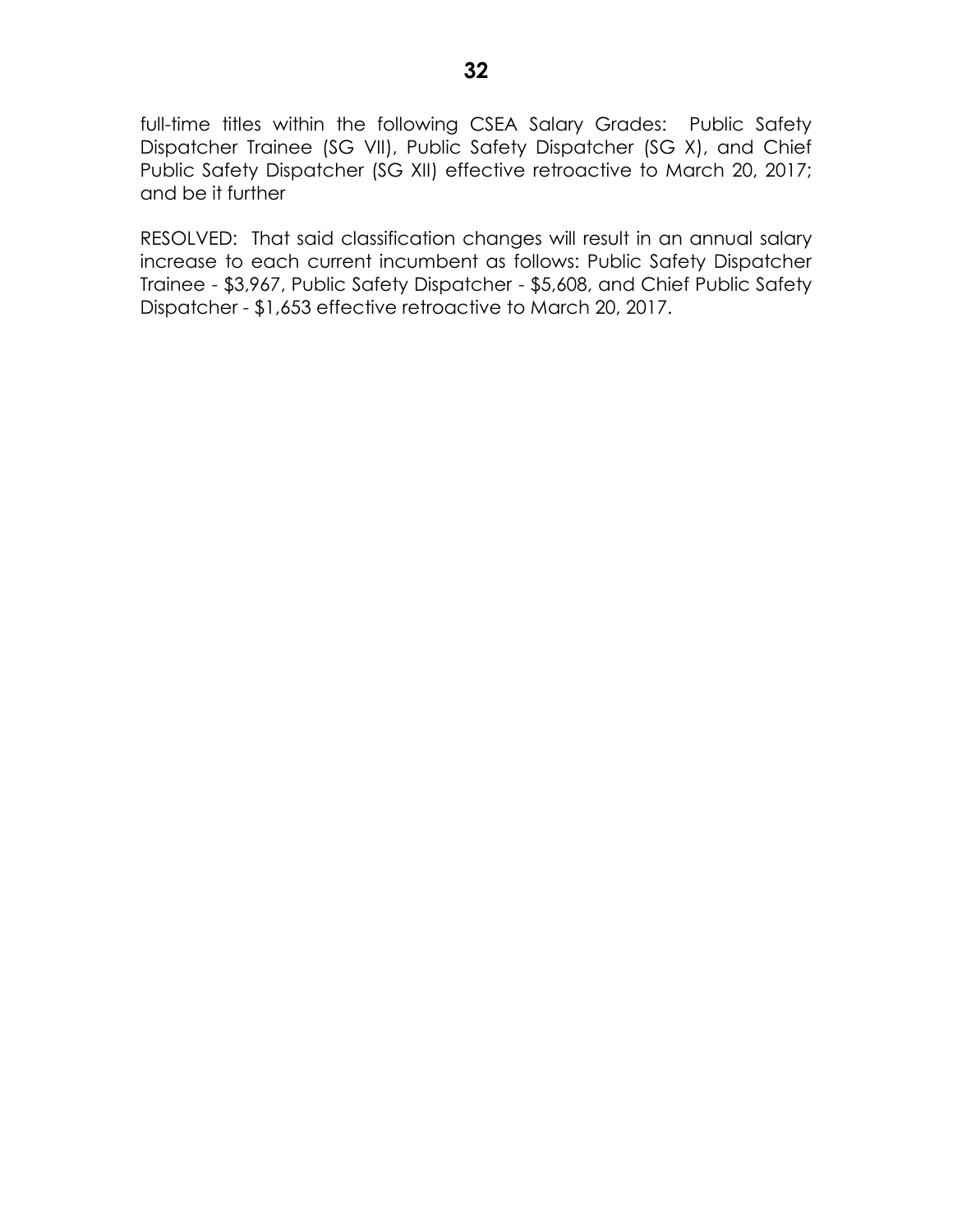full-time titles within the following CSEA Salary Grades: Public Safety Dispatcher Trainee (SG VII), Public Safety Dispatcher (SG X), and Chief Public Safety Dispatcher (SG XII) effective retroactive to March 20, 2017; and be it further

RESOLVED: That said classification changes will result in an annual salary increase to each current incumbent as follows: Public Safety Dispatcher Trainee - $3,967, Public Safety Dispatcher - $5,608, and Chief Public Safety Dispatcher - $1,653 effective retroactive to March 20, 2017.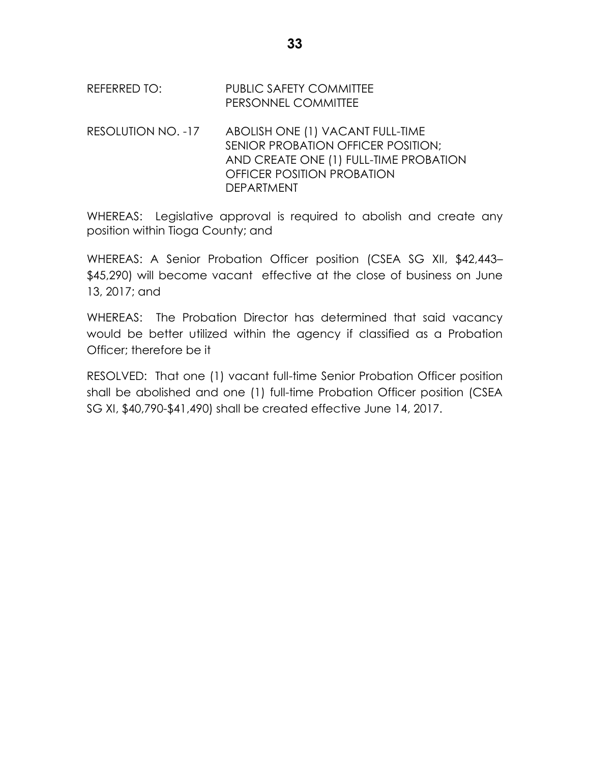REFERRED TO: PUBLIC SAFETY COMMITTEE
PERSONNEL COMMITTEE

RESOLUTION NO. -17 ABOLISH ONE (1) VACANT FULL-TIME SENIOR PROBATION OFFICER POSITION; AND CREATE ONE (1) FULL-TIME PROBATION OFFICER POSITION PROBATION DEPARTMENT

WHEREAS: Legislative approval is required to abolish and create any position within Tioga County; and

WHEREAS: A Senior Probation Officer position (CSEA SG XII, $42,443–$45,290) will become vacant effective at the close of business on June 13, 2017; and

WHEREAS: The Probation Director has determined that said vacancy would be better utilized within the agency if classified as a Probation Officer; therefore be it

RESOLVED: That one (1) vacant full-time Senior Probation Officer position shall be abolished and one (1) full-time Probation Officer position (CSEA SG XI, $40,790-$41,490) shall be created effective June 14, 2017.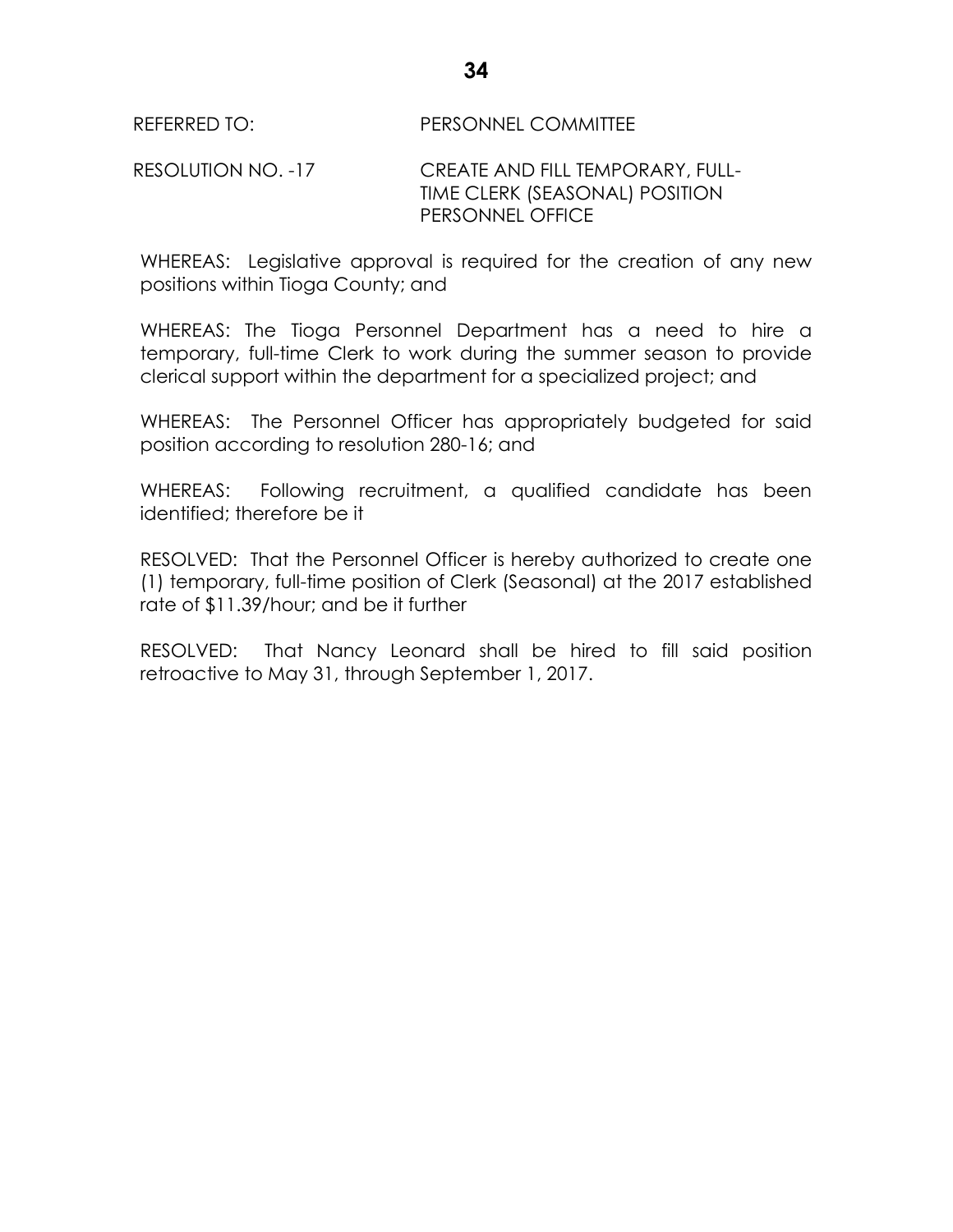REFERRED TO: PERSONNEL COMMITTEE

RESOLUTION NO. -17 CREATE AND FILL TEMPORARY, FULL-TIME CLERK (SEASONAL) POSITION PERSONNEL OFFICE

WHEREAS: Legislative approval is required for the creation of any new positions within Tioga County; and

WHEREAS: The Tioga Personnel Department has a need to hire a temporary, full-time Clerk to work during the summer season to provide clerical support within the department for a specialized project; and

WHEREAS: The Personnel Officer has appropriately budgeted for said position according to resolution 280-16; and

WHEREAS: Following recruitment, a qualified candidate has been identified; therefore be it

RESOLVED: That the Personnel Officer is hereby authorized to create one (1) temporary, full-time position of Clerk (Seasonal) at the 2017 established rate of $11.39/hour; and be it further

RESOLVED: That Nancy Leonard shall be hired to fill said position retroactive to May 31, through September 1, 2017.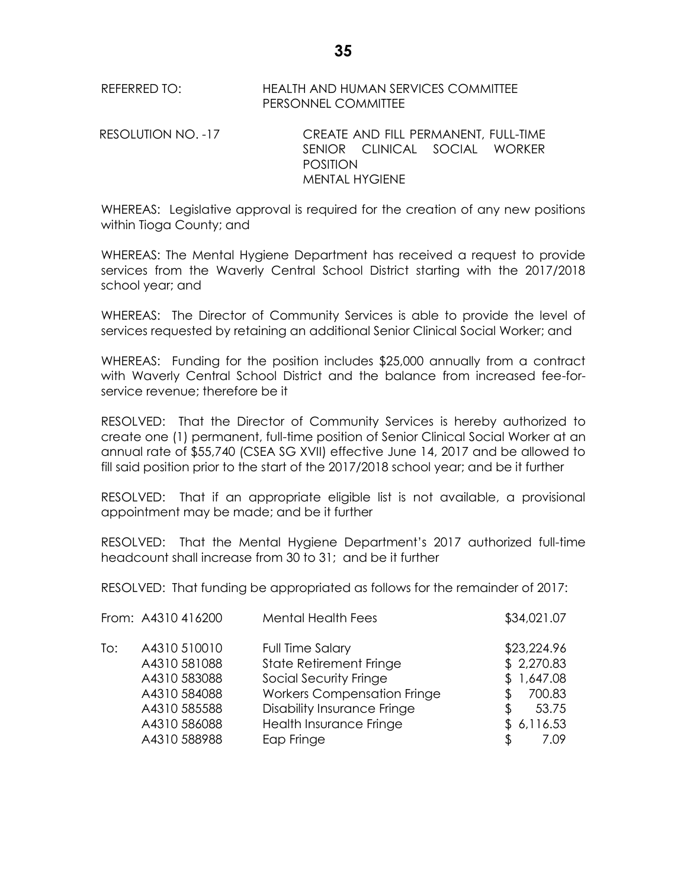REFERRED TO: HEALTH AND HUMAN SERVICES COMMITTEE
PERSONNEL COMMITTEE

RESOLUTION NO. -17 CREATE AND FILL PERMANENT, FULL-TIME SENIOR CLINICAL SOCIAL WORKER POSITION
MENTAL HYGIENE

WHEREAS: Legislative approval is required for the creation of any new positions within Tioga County; and

WHEREAS: The Mental Hygiene Department has received a request to provide services from the Waverly Central School District starting with the 2017/2018 school year; and

WHEREAS: The Director of Community Services is able to provide the level of services requested by retaining an additional Senior Clinical Social Worker; and

WHEREAS: Funding for the position includes $25,000 annually from a contract with Waverly Central School District and the balance from increased fee-for-service revenue; therefore be it

RESOLVED: That the Director of Community Services is hereby authorized to create one (1) permanent, full-time position of Senior Clinical Social Worker at an annual rate of $55,740 (CSEA SG XVII) effective June 14, 2017 and be allowed to fill said position prior to the start of the 2017/2018 school year; and be it further

RESOLVED: That if an appropriate eligible list is not available, a provisional appointment may be made; and be it further

RESOLVED: That the Mental Hygiene Department's 2017 authorized full-time headcount shall increase from 30 to 31; and be it further

RESOLVED: That funding be appropriated as follows for the remainder of 2017:

| | | | |
|---|---|---|---|
| From: | A4310 416200 | Mental Health Fees | $34,021.07 |
| To: | A4310 510010 | Full Time Salary | $23,224.96 |
| | A4310 581088 | State Retirement Fringe | $ 2,270.83 |
| | A4310 583088 | Social Security Fringe | $ 1,647.08 |
| | A4310 584088 | Workers Compensation Fringe | $ 700.83 |
| | A4310 585588 | Disability Insurance Fringe | $ 53.75 |
| | A4310 586088 | Health Insurance Fringe | $ 6,116.53 |
| | A4310 588988 | Eap Fringe | $ 7.09 |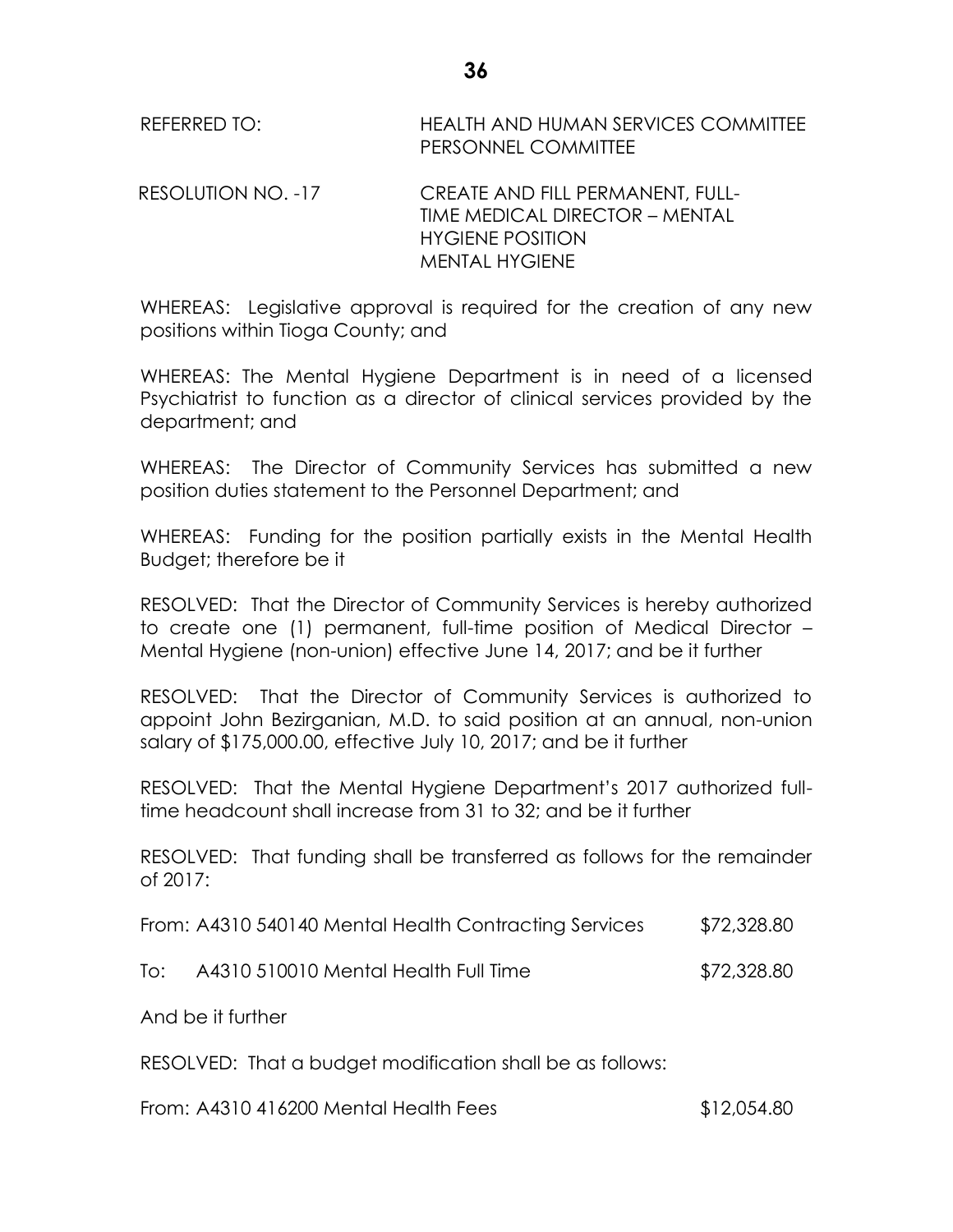REFERRED TO: HEALTH AND HUMAN SERVICES COMMITTEE
PERSONNEL COMMITTEE

RESOLUTION NO. -17 CREATE AND FILL PERMANENT, FULL-TIME MEDICAL DIRECTOR – MENTAL HYGIENE POSITION
MENTAL HYGIENE

WHEREAS: Legislative approval is required for the creation of any new positions within Tioga County; and

WHEREAS: The Mental Hygiene Department is in need of a licensed Psychiatrist to function as a director of clinical services provided by the department; and

WHEREAS: The Director of Community Services has submitted a new position duties statement to the Personnel Department; and

WHEREAS: Funding for the position partially exists in the Mental Health Budget; therefore be it

RESOLVED: That the Director of Community Services is hereby authorized to create one (1) permanent, full-time position of Medical Director – Mental Hygiene (non-union) effective June 14, 2017; and be it further

RESOLVED: That the Director of Community Services is authorized to appoint John Bezirganian, M.D. to said position at an annual, non-union salary of $175,000.00, effective July 10, 2017; and be it further

RESOLVED: That the Mental Hygiene Department's 2017 authorized full-time headcount shall increase from 31 to 32; and be it further

RESOLVED: That funding shall be transferred as follows for the remainder of 2017:

From: A4310 540140 Mental Health Contracting Services $72,328.80

To: A4310 510010 Mental Health Full Time $72,328.80

And be it further

RESOLVED: That a budget modification shall be as follows:

From: A4310 416200 Mental Health Fees $12,054.80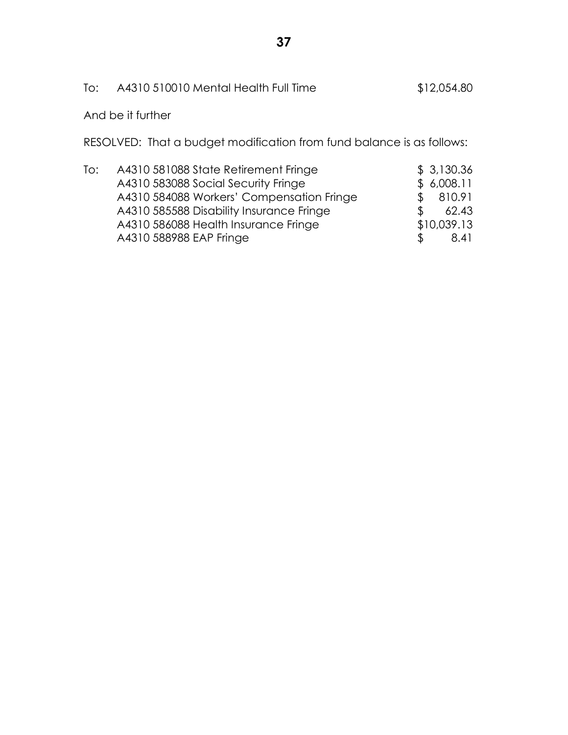| | | |
|---|---|---|
| To: | A4310 510010 Mental Health Full Time | $12,054.80 |

And be it further

RESOLVED: That a budget modification from fund balance is as follows:

| | | |
|---|---|---|
| To: | A4310 581088 State Retirement Fringe | $ 3,130.36 |
| | A4310 583088 Social Security Fringe | $ 6,008.11 |
| | A4310 584088 Workers' Compensation Fringe | $ 810.91 |
| | A4310 585588 Disability Insurance Fringe | $ 62.43 |
| | A4310 586088 Health Insurance Fringe | $10,039.13 |
| | A4310 588988 EAP Fringe | $ 8.41 |